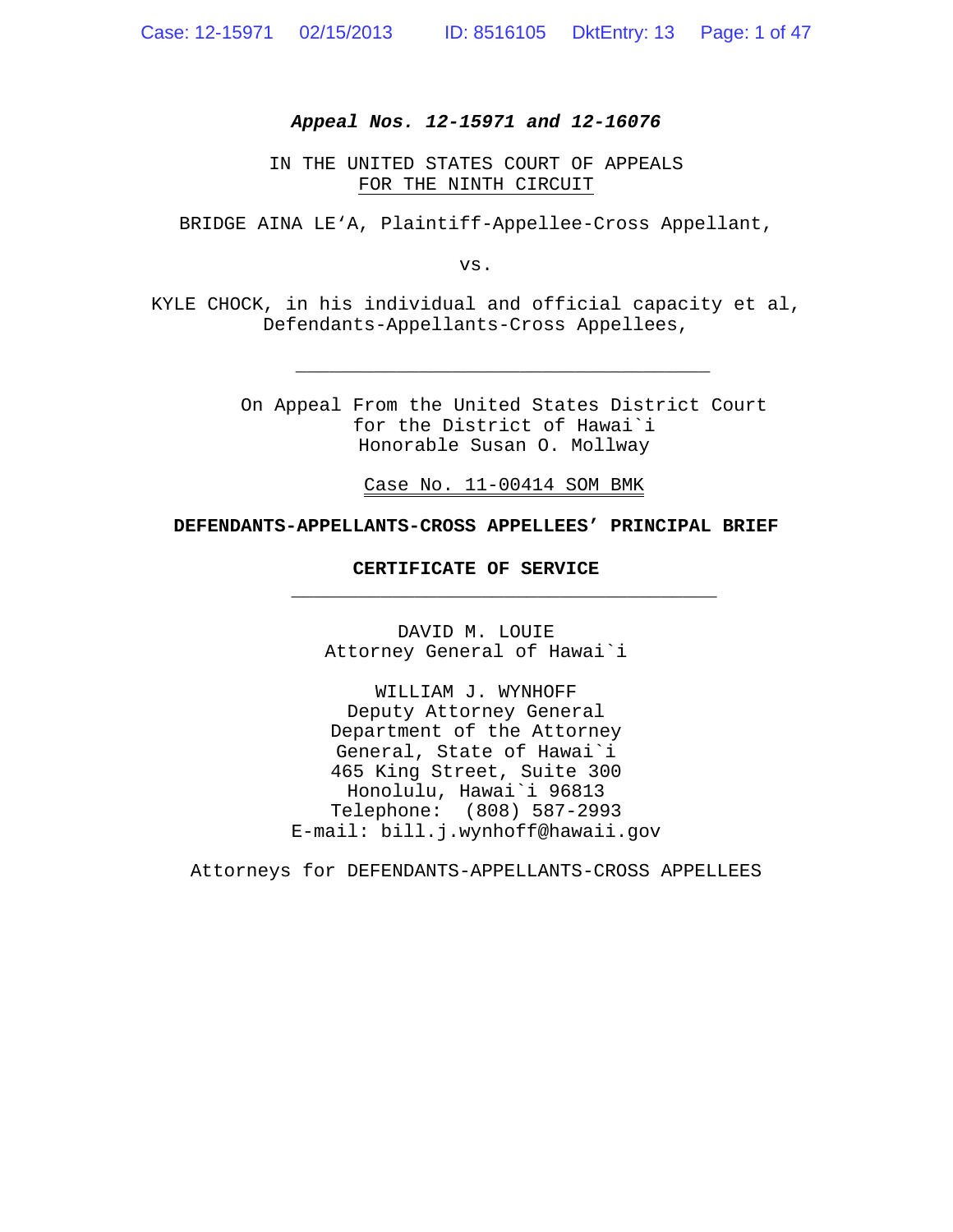***Appeal Nos. 12-15971 and 12-16076***

IN THE UNITED STATES COURT OF APPEALS
FOR THE NINTH CIRCUIT

BRIDGE AINA LE'A, Plaintiff-Appellee-Cross Appellant,

vs.

KYLE CHOCK, in his individual and official capacity et al,
Defendants-Appellants-Cross Appellees,

---

On Appeal From the United States District Court
for the District of Hawai`i
Honorable Susan O. Mollway

Case No. 11-00414 SOM BMK

**DEFENDANTS-APPELLANTS-CROSS APPELLEES' PRINCIPAL BRIEF**

**CERTIFICATE OF SERVICE**

---

DAVID M. LOUIE
Attorney General of Hawai`i

WILLIAM J. WYNHOFF
Deputy Attorney General
Department of the Attorney
General, State of Hawai`i
465 King Street, Suite 300
Honolulu, Hawai`i 96813
Telephone: (808) 587-2993
E-mail: bill.j.wynhoff@hawaii.gov

Attorneys for DEFENDANTS-APPELLANTS-CROSS APPELLEES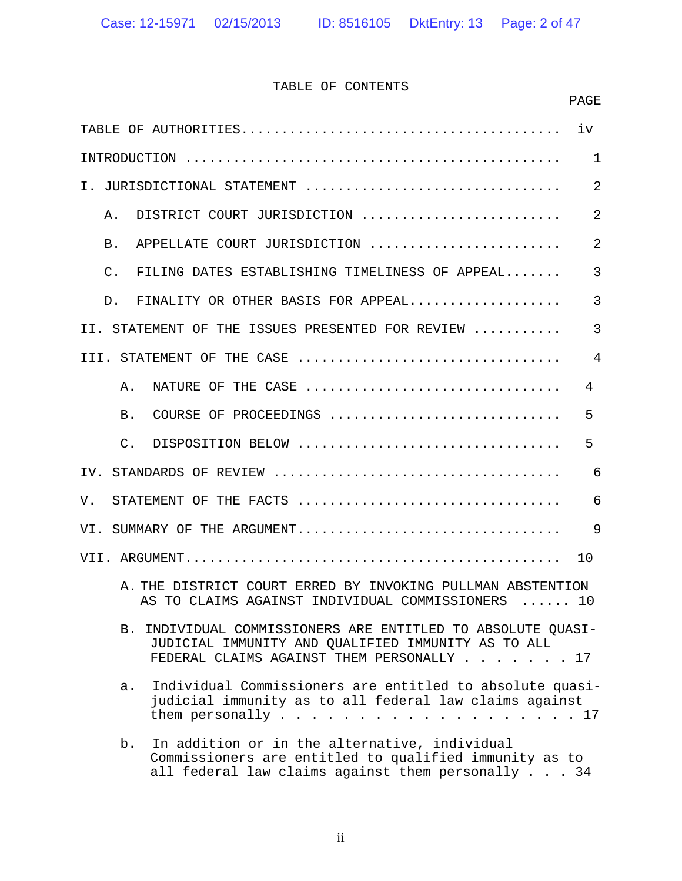# TABLE OF CONTENTS

| | PAGE |
|---|---|
| TABLE OF AUTHORITIES | iv |
| INTRODUCTION | 1 |
| I. JURISDICTIONAL STATEMENT | 2 |
| A. DISTRICT COURT JURISDICTION | 2 |
| B. APPELLATE COURT JURISDICTION | 2 |
| C. FILING DATES ESTABLISHING TIMELINESS OF APPEAL | 3 |
| D. FINALITY OR OTHER BASIS FOR APPEAL | 3 |
| II. STATEMENT OF THE ISSUES PRESENTED FOR REVIEW | 3 |
| III. STATEMENT OF THE CASE | 4 |
| A. NATURE OF THE CASE | 4 |
| B. COURSE OF PROCEEDINGS | 5 |
| C. DISPOSITION BELOW | 5 |
| IV. STANDARDS OF REVIEW | 6 |
| V. STATEMENT OF THE FACTS | 6 |
| VI. SUMMARY OF THE ARGUMENT | 9 |
| VII. ARGUMENT | 10 |
| A. THE DISTRICT COURT ERRED BY INVOKING PULLMAN ABSTENTION AS TO CLAIMS AGAINST INDIVIDUAL COMMISSIONERS | 10 |
| B. INDIVIDUAL COMMISSIONERS ARE ENTITLED TO ABSOLUTE QUASI-JUDICIAL IMMUNITY AND QUALIFIED IMMUNITY AS TO ALL FEDERAL CLAIMS AGAINST THEM PERSONALLY | 17 |
| a. Individual Commissioners are entitled to absolute quasi-judicial immunity as to all federal law claims against them personally | 17 |
| b. In addition or in the alternative, individual Commissioners are entitled to qualified immunity as to all federal law claims against them personally | 34 |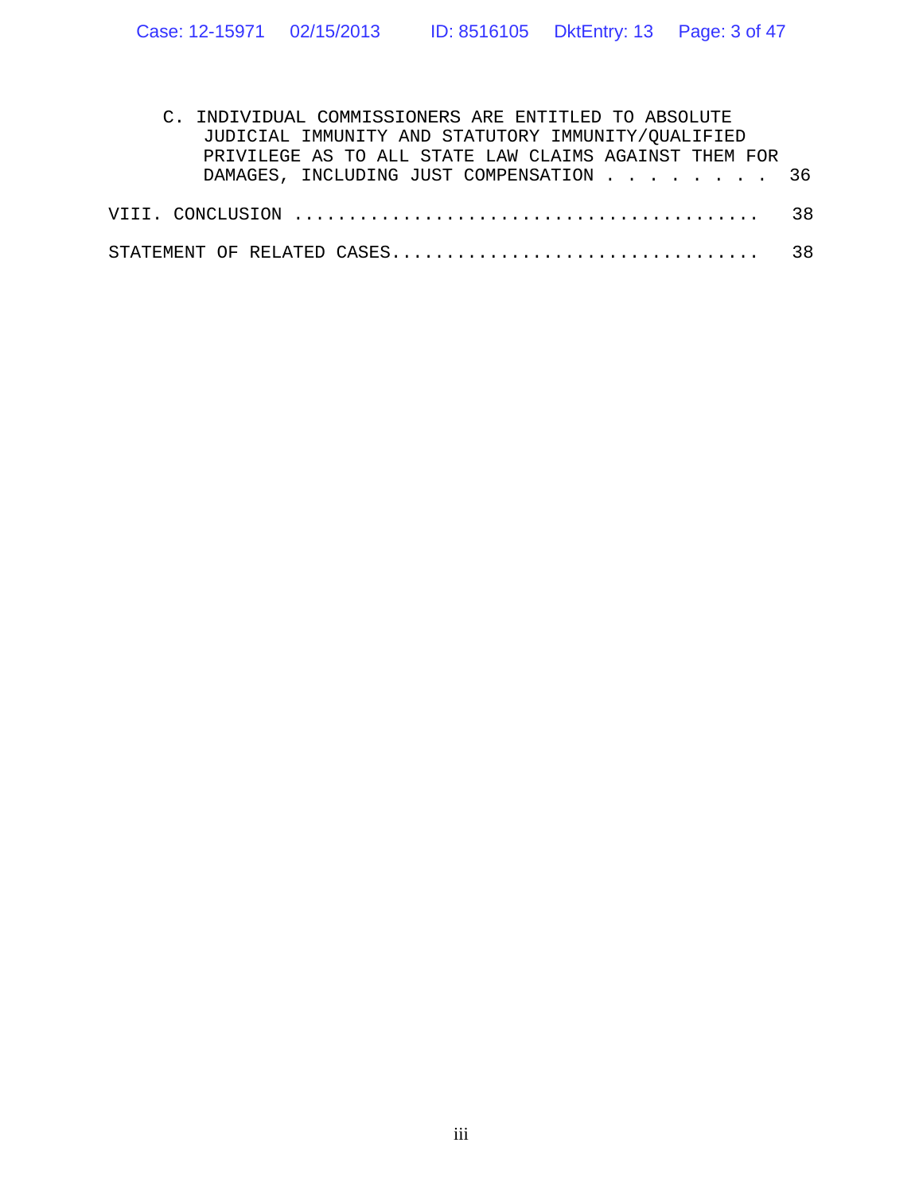C. INDIVIDUAL COMMISSIONERS ARE ENTITLED TO ABSOLUTE JUDICIAL IMMUNITY AND STATUTORY IMMUNITY/QUALIFIED PRIVILEGE AS TO ALL STATE LAW CLAIMS AGAINST THEM FOR DAMAGES, INCLUDING JUST COMPENSATION . . . . . . . . 36

VIII. CONCLUSION .......................................... 38

STATEMENT OF RELATED CASES................................. 38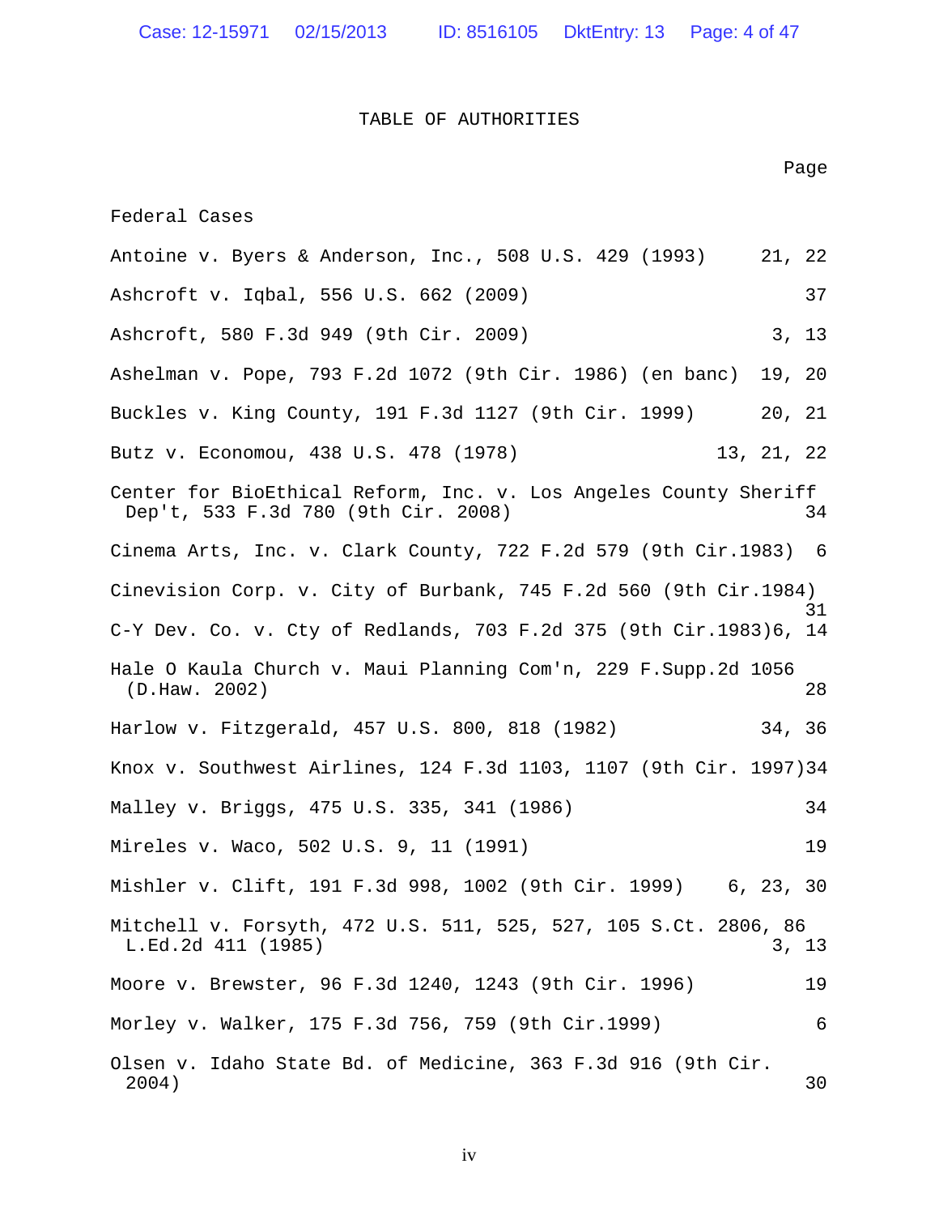# TABLE OF AUTHORITIES

| | Page |
|---|---|
| **Federal Cases** | |
| Antoine v. Byers & Anderson, Inc., 508 U.S. 429 (1993) | 21, 22 |
| Ashcroft v. Iqbal, 556 U.S. 662 (2009) | 37 |
| Ashcroft, 580 F.3d 949 (9th Cir. 2009) | 3, 13 |
| Ashelman v. Pope, 793 F.2d 1072 (9th Cir. 1986) (en banc) | 19, 20 |
| Buckles v. King County, 191 F.3d 1127 (9th Cir. 1999) | 20, 21 |
| Butz v. Economou, 438 U.S. 478 (1978) | 13, 21, 22 |
| Center for BioEthical Reform, Inc. v. Los Angeles County Sheriff Dep't, 533 F.3d 780 (9th Cir. 2008) | 34 |
| Cinema Arts, Inc. v. Clark County, 722 F.2d 579 (9th Cir.1983) | 6 |
| Cinevision Corp. v. City of Burbank, 745 F.2d 560 (9th Cir.1984) | 31 |
| C-Y Dev. Co. v. Cty of Redlands, 703 F.2d 375 (9th Cir.1983) | 6, 14 |
| Hale O Kaula Church v. Maui Planning Com'n, 229 F.Supp.2d 1056 (D.Haw. 2002) | 28 |
| Harlow v. Fitzgerald, 457 U.S. 800, 818 (1982) | 34, 36 |
| Knox v. Southwest Airlines, 124 F.3d 1103, 1107 (9th Cir. 1997) | 34 |
| Malley v. Briggs, 475 U.S. 335, 341 (1986) | 34 |
| Mireles v. Waco, 502 U.S. 9, 11 (1991) | 19 |
| Mishler v. Clift, 191 F.3d 998, 1002 (9th Cir. 1999) | 6, 23, 30 |
| Mitchell v. Forsyth, 472 U.S. 511, 525, 527, 105 S.Ct. 2806, 86 L.Ed.2d 411 (1985) | 3, 13 |
| Moore v. Brewster, 96 F.3d 1240, 1243 (9th Cir. 1996) | 19 |
| Morley v. Walker, 175 F.3d 756, 759 (9th Cir.1999) | 6 |
| Olsen v. Idaho State Bd. of Medicine, 363 F.3d 916 (9th Cir. 2004) | 30 |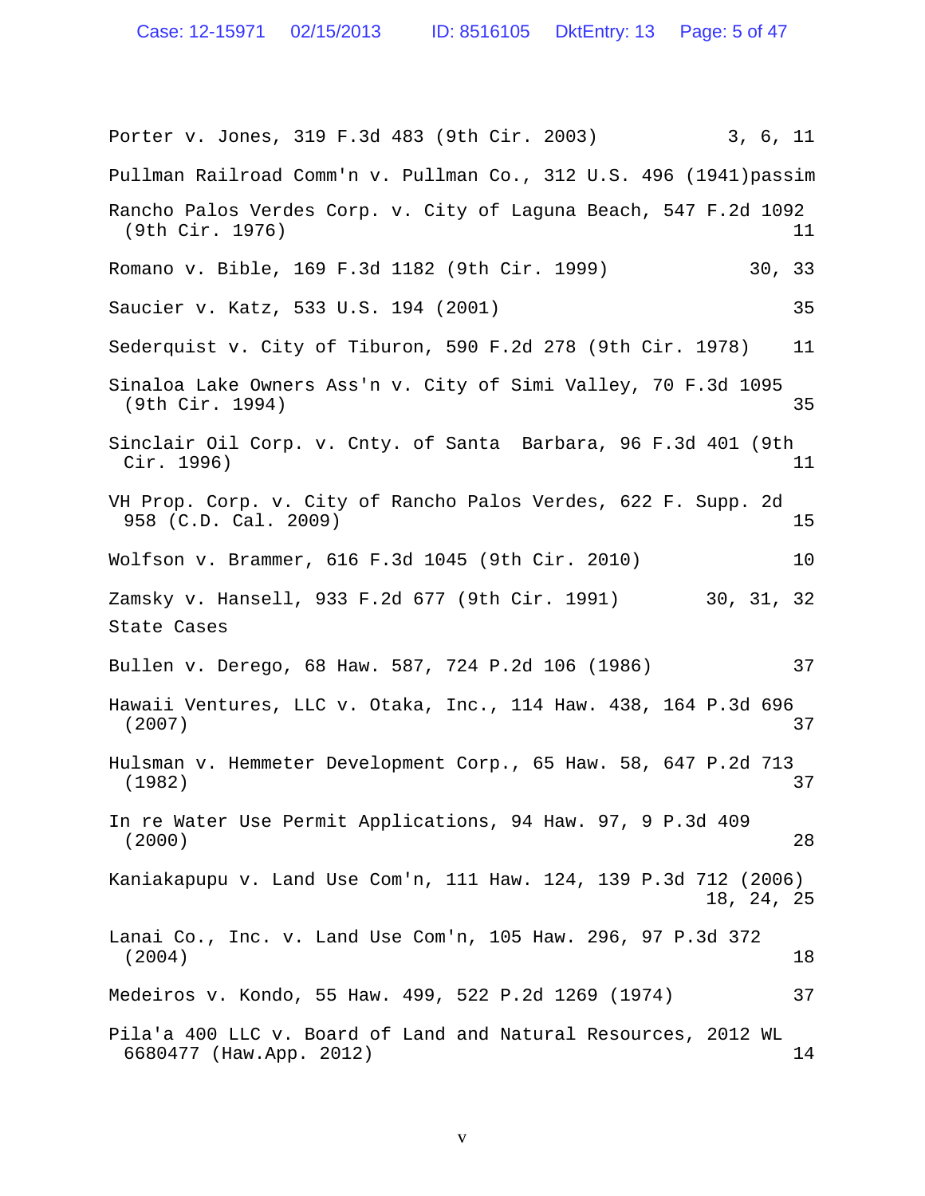Porter v. Jones, 319 F.3d 483 (9th Cir. 2003) 3, 6, 11

Pullman Railroad Comm'n v. Pullman Co., 312 U.S. 496 (1941) passim

Rancho Palos Verdes Corp. v. City of Laguna Beach, 547 F.2d 1092 (9th Cir. 1976) 11

Romano v. Bible, 169 F.3d 1182 (9th Cir. 1999) 30, 33

Saucier v. Katz, 533 U.S. 194 (2001) 35

Sederquist v. City of Tiburon, 590 F.2d 278 (9th Cir. 1978) 11

Sinaloa Lake Owners Ass'n v. City of Simi Valley, 70 F.3d 1095 (9th Cir. 1994) 35

Sinclair Oil Corp. v. Cnty. of Santa Barbara, 96 F.3d 401 (9th Cir. 1996) 11

VH Prop. Corp. v. City of Rancho Palos Verdes, 622 F. Supp. 2d 958 (C.D. Cal. 2009) 15

Wolfson v. Brammer, 616 F.3d 1045 (9th Cir. 2010) 10

Zamsky v. Hansell, 933 F.2d 677 (9th Cir. 1991) 30, 31, 32

State Cases

Bullen v. Derego, 68 Haw. 587, 724 P.2d 106 (1986) 37

Hawaii Ventures, LLC v. Otaka, Inc., 114 Haw. 438, 164 P.3d 696 (2007) 37

Hulsman v. Hemmeter Development Corp., 65 Haw. 58, 647 P.2d 713 (1982) 37

In re Water Use Permit Applications, 94 Haw. 97, 9 P.3d 409 (2000) 28

Kaniakapupu v. Land Use Com'n, 111 Haw. 124, 139 P.3d 712 (2006) 18, 24, 25

Lanai Co., Inc. v. Land Use Com'n, 105 Haw. 296, 97 P.3d 372 (2004) 18

Medeiros v. Kondo, 55 Haw. 499, 522 P.2d 1269 (1974) 37

Pila'a 400 LLC v. Board of Land and Natural Resources, 2012 WL 6680477 (Haw.App. 2012) 14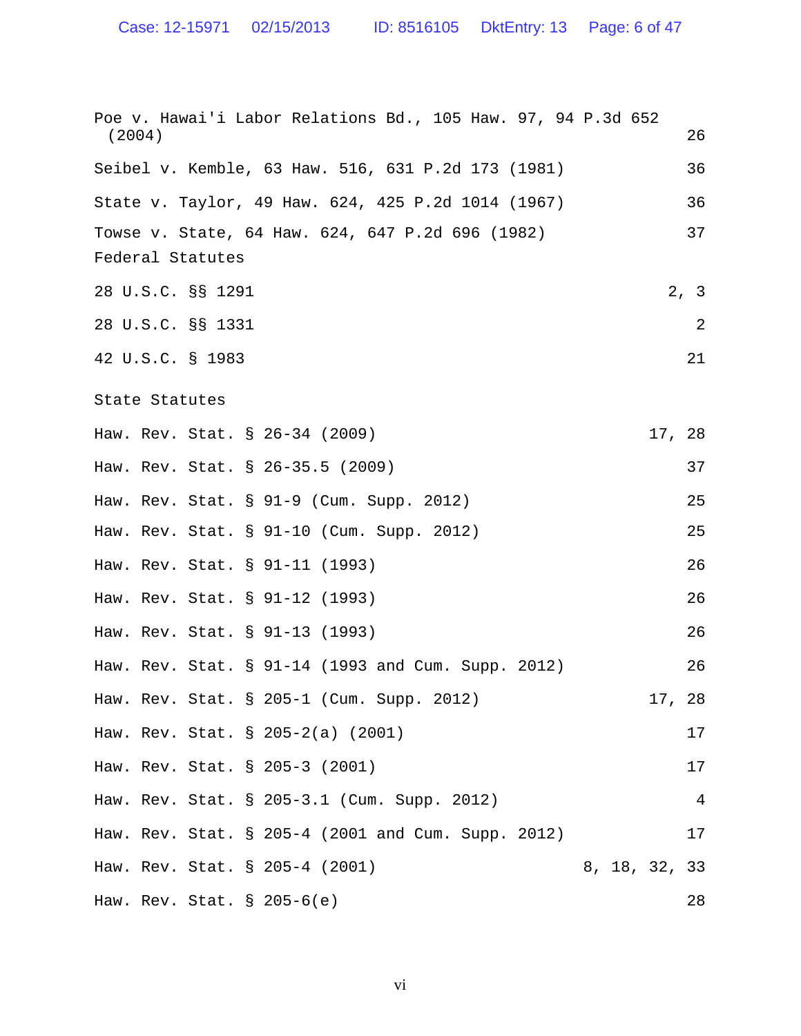Poe v. Hawai'i Labor Relations Bd., 105 Haw. 97, 94 P.3d 652 (2004) 26

Seibel v. Kemble, 63 Haw. 516, 631 P.2d 173 (1981) 36

State v. Taylor, 49 Haw. 624, 425 P.2d 1014 (1967) 36

Towse v. State, 64 Haw. 624, 647 P.2d 696 (1982) 37

Federal Statutes

28 U.S.C. §§ 1291 2, 3

28 U.S.C. §§ 1331 2

42 U.S.C. § 1983 21

State Statutes

Haw. Rev. Stat. § 26-34 (2009) 17, 28

Haw. Rev. Stat. § 26-35.5 (2009) 37

Haw. Rev. Stat. § 91-9 (Cum. Supp. 2012) 25

Haw. Rev. Stat. § 91-10 (Cum. Supp. 2012) 25

Haw. Rev. Stat. § 91-11 (1993) 26

Haw. Rev. Stat. § 91-12 (1993) 26

Haw. Rev. Stat. § 91-13 (1993) 26

Haw. Rev. Stat. § 91-14 (1993 and Cum. Supp. 2012) 26

Haw. Rev. Stat. § 205-1 (Cum. Supp. 2012) 17, 28

Haw. Rev. Stat. § 205-2(a) (2001) 17

Haw. Rev. Stat. § 205-3 (2001) 17

Haw. Rev. Stat. § 205-3.1 (Cum. Supp. 2012) 4

Haw. Rev. Stat. § 205-4 (2001 and Cum. Supp. 2012) 17

Haw. Rev. Stat. § 205-4 (2001) 8, 18, 32, 33

Haw. Rev. Stat. § 205-6(e) 28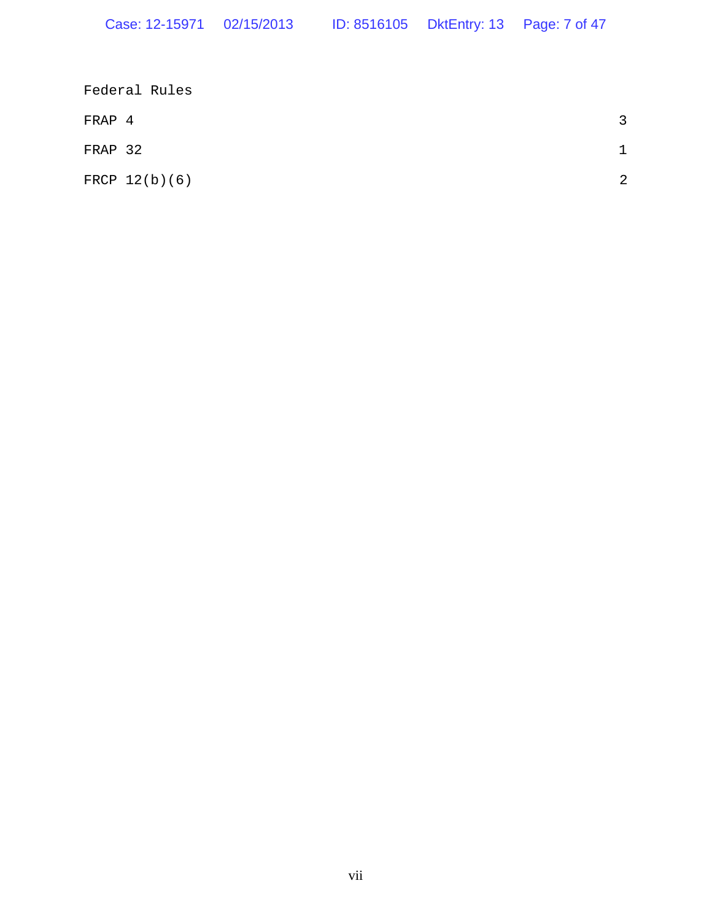Federal Rules

| | |
|---|---|
| FRAP 4 | 3 |
| FRAP 32 | 1 |
| FRCP 12(b)(6) | 2 |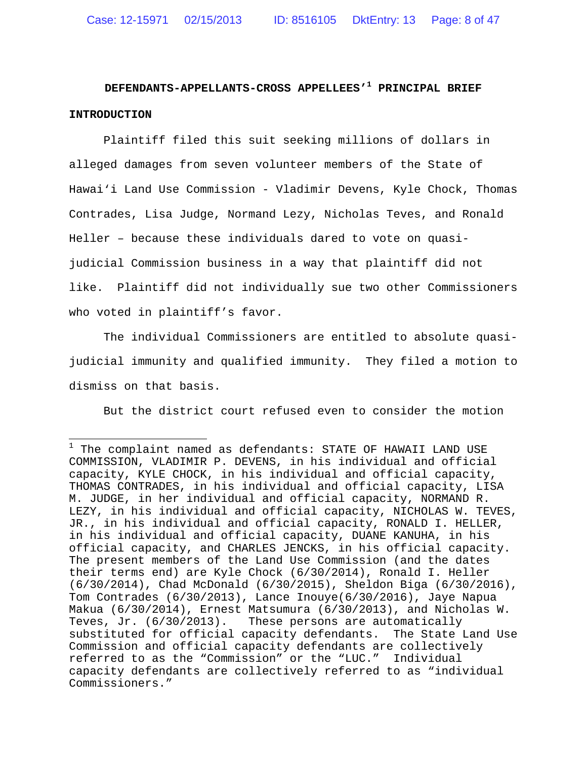# DEFENDANTS-APPELLANTS-CROSS APPELLEES'[1] PRINCIPAL BRIEF

## INTRODUCTION

Plaintiff filed this suit seeking millions of dollars in alleged damages from seven volunteer members of the State of Hawaiʻi Land Use Commission - Vladimir Devens, Kyle Chock, Thomas Contrades, Lisa Judge, Normand Lezy, Nicholas Teves, and Ronald Heller – because these individuals dared to vote on quasi-judicial Commission business in a way that plaintiff did not like. Plaintiff did not individually sue two other Commissioners who voted in plaintiff's favor.

The individual Commissioners are entitled to absolute quasi-judicial immunity and qualified immunity. They filed a motion to dismiss on that basis.

But the district court refused even to consider the motion

---

[1] The complaint named as defendants: STATE OF HAWAII LAND USE COMMISSION, VLADIMIR P. DEVENS, in his individual and official capacity, KYLE CHOCK, in his individual and official capacity, THOMAS CONTRADES, in his individual and official capacity, LISA M. JUDGE, in her individual and official capacity, NORMAND R. LEZY, in his individual and official capacity, NICHOLAS W. TEVES, JR., in his individual and official capacity, RONALD I. HELLER, in his individual and official capacity, DUANE KANUHA, in his official capacity, and CHARLES JENCKS, in his official capacity. The present members of the Land Use Commission (and the dates their terms end) are Kyle Chock (6/30/2014), Ronald I. Heller (6/30/2014), Chad McDonald (6/30/2015), Sheldon Biga (6/30/2016), Tom Contrades (6/30/2013), Lance Inouye(6/30/2016), Jaye Napua Makua (6/30/2014), Ernest Matsumura (6/30/2013), and Nicholas W. Teves, Jr. (6/30/2013). These persons are automatically substituted for official capacity defendants. The State Land Use Commission and official capacity defendants are collectively referred to as the "Commission" or the "LUC." Individual capacity defendants are collectively referred to as "individual Commissioners."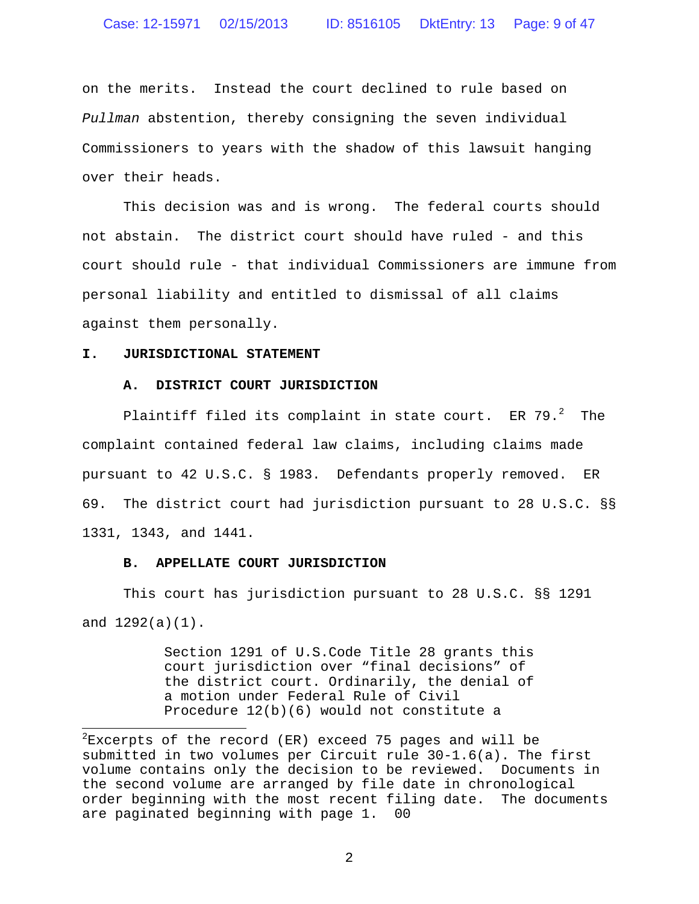on the merits. Instead the court declined to rule based on *Pullman* abstention, thereby consigning the seven individual Commissioners to years with the shadow of this lawsuit hanging over their heads.

This decision was and is wrong. The federal courts should not abstain. The district court should have ruled - and this court should rule - that individual Commissioners are immune from personal liability and entitled to dismissal of all claims against them personally.

## I. JURISDICTIONAL STATEMENT

### A. DISTRICT COURT JURISDICTION

Plaintiff filed its complaint in state court. ER 79.[2] The complaint contained federal law claims, including claims made pursuant to 42 U.S.C. § 1983. Defendants properly removed. ER 69. The district court had jurisdiction pursuant to 28 U.S.C. §§ 1331, 1343, and 1441.

### B. APPELLATE COURT JURISDICTION

This court has jurisdiction pursuant to 28 U.S.C. §§ 1291 and 1292(a)(1).

> Section 1291 of U.S.Code Title 28 grants this court jurisdiction over "final decisions" of the district court. Ordinarily, the denial of a motion under Federal Rule of Civil Procedure 12(b)(6) would not constitute a

[2]Excerpts of the record (ER) exceed 75 pages and will be submitted in two volumes per Circuit rule 30-1.6(a). The first volume contains only the decision to be reviewed. Documents in the second volume are arranged by file date in chronological order beginning with the most recent filing date. The documents are paginated beginning with page 1. 00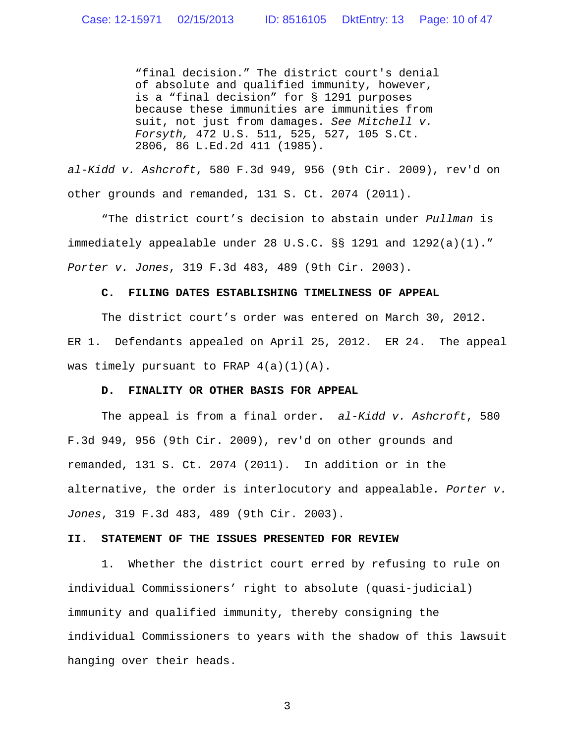> "final decision." The district court's denial of absolute and qualified immunity, however, is a "final decision" for § 1291 purposes because these immunities are immunities from suit, not just from damages. *See Mitchell v. Forsyth,* 472 U.S. 511, 525, 527, 105 S.Ct. 2806, 86 L.Ed.2d 411 (1985).

*al-Kidd v. Ashcroft*, 580 F.3d 949, 956 (9th Cir. 2009), rev'd on other grounds and remanded, 131 S. Ct. 2074 (2011).

"The district court's decision to abstain under *Pullman* is immediately appealable under 28 U.S.C. §§ 1291 and 1292(a)(1)." *Porter v. Jones*, 319 F.3d 483, 489 (9th Cir. 2003).

### C. FILING DATES ESTABLISHING TIMELINESS OF APPEAL

The district court's order was entered on March 30, 2012. ER 1. Defendants appealed on April 25, 2012. ER 24. The appeal was timely pursuant to FRAP 4(a)(1)(A).

### D. FINALITY OR OTHER BASIS FOR APPEAL

The appeal is from a final order. *al-Kidd v. Ashcroft*, 580 F.3d 949, 956 (9th Cir. 2009), rev'd on other grounds and remanded, 131 S. Ct. 2074 (2011). In addition or in the alternative, the order is interlocutory and appealable. *Porter v. Jones*, 319 F.3d 483, 489 (9th Cir. 2003).

## II. STATEMENT OF THE ISSUES PRESENTED FOR REVIEW

1. Whether the district court erred by refusing to rule on individual Commissioners' right to absolute (quasi-judicial) immunity and qualified immunity, thereby consigning the individual Commissioners to years with the shadow of this lawsuit hanging over their heads.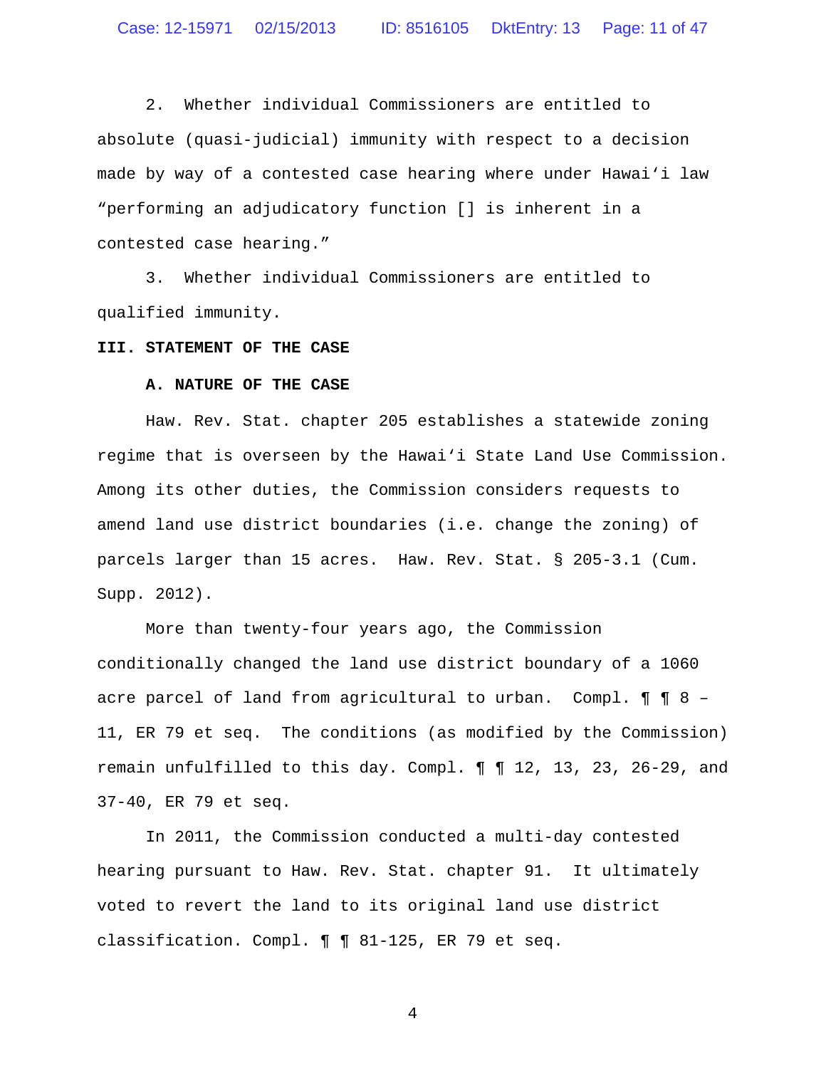2. Whether individual Commissioners are entitled to absolute (quasi-judicial) immunity with respect to a decision made by way of a contested case hearing where under Hawai'i law "performing an adjudicatory function [] is inherent in a contested case hearing."

3. Whether individual Commissioners are entitled to qualified immunity.

## III. STATEMENT OF THE CASE

### A. NATURE OF THE CASE

Haw. Rev. Stat. chapter 205 establishes a statewide zoning regime that is overseen by the Hawai'i State Land Use Commission. Among its other duties, the Commission considers requests to amend land use district boundaries (i.e. change the zoning) of parcels larger than 15 acres. Haw. Rev. Stat. § 205-3.1 (Cum. Supp. 2012).

More than twenty-four years ago, the Commission conditionally changed the land use district boundary of a 1060 acre parcel of land from agricultural to urban. Compl. ¶ ¶ 8 – 11, ER 79 et seq. The conditions (as modified by the Commission) remain unfulfilled to this day. Compl. ¶ ¶ 12, 13, 23, 26-29, and 37-40, ER 79 et seq.

In 2011, the Commission conducted a multi-day contested hearing pursuant to Haw. Rev. Stat. chapter 91. It ultimately voted to revert the land to its original land use district classification. Compl. ¶ ¶ 81-125, ER 79 et seq.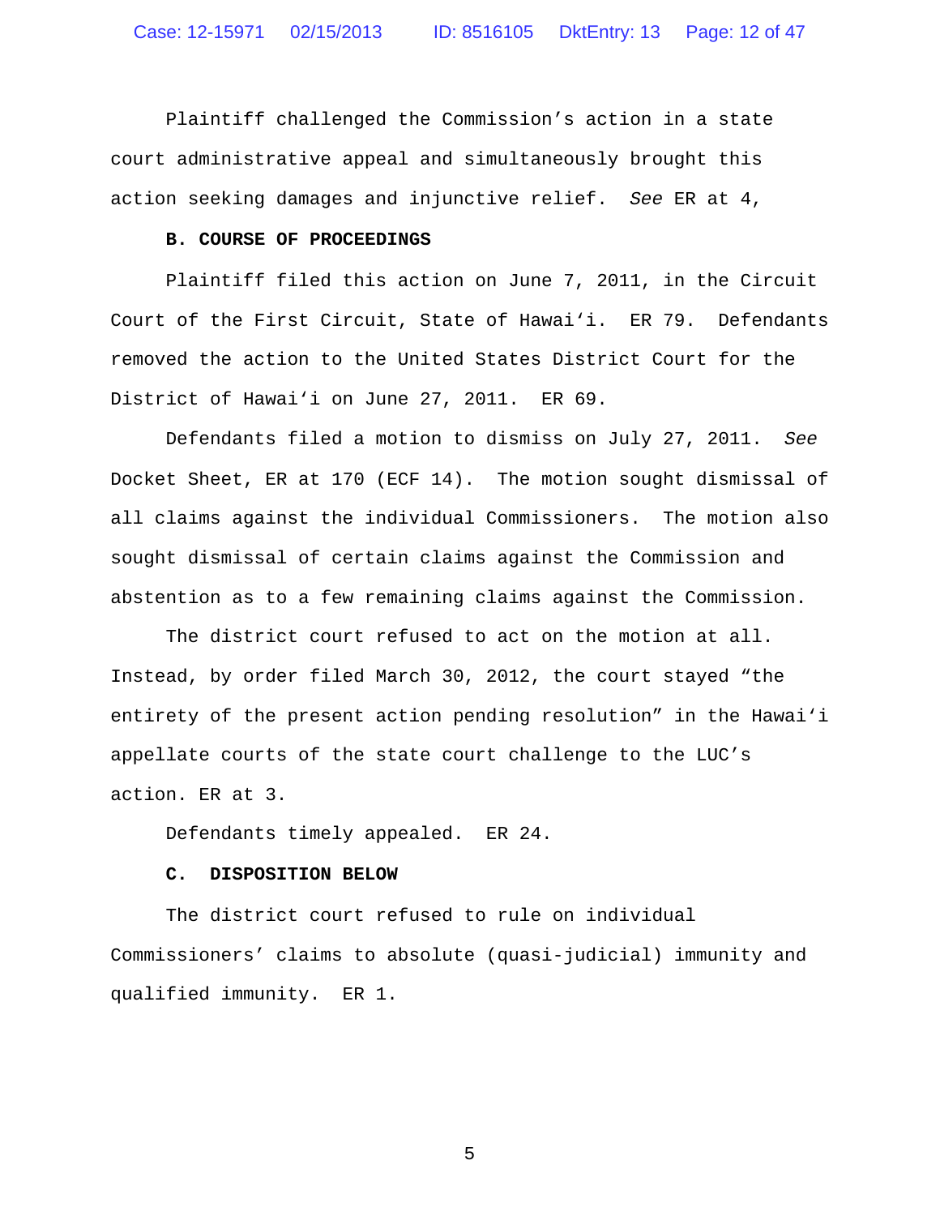Plaintiff challenged the Commission's action in a state court administrative appeal and simultaneously brought this action seeking damages and injunctive relief. *See* ER at 4,

**B. COURSE OF PROCEEDINGS**

Plaintiff filed this action on June 7, 2011, in the Circuit Court of the First Circuit, State of Hawaiʻi. ER 79. Defendants removed the action to the United States District Court for the District of Hawaiʻi on June 27, 2011. ER 69.

Defendants filed a motion to dismiss on July 27, 2011. *See* Docket Sheet, ER at 170 (ECF 14). The motion sought dismissal of all claims against the individual Commissioners. The motion also sought dismissal of certain claims against the Commission and abstention as to a few remaining claims against the Commission.

The district court refused to act on the motion at all. Instead, by order filed March 30, 2012, the court stayed "the entirety of the present action pending resolution" in the Hawaiʻi appellate courts of the state court challenge to the LUC's action. ER at 3.

Defendants timely appealed. ER 24.

**C. DISPOSITION BELOW**

The district court refused to rule on individual Commissioners' claims to absolute (quasi-judicial) immunity and qualified immunity. ER 1.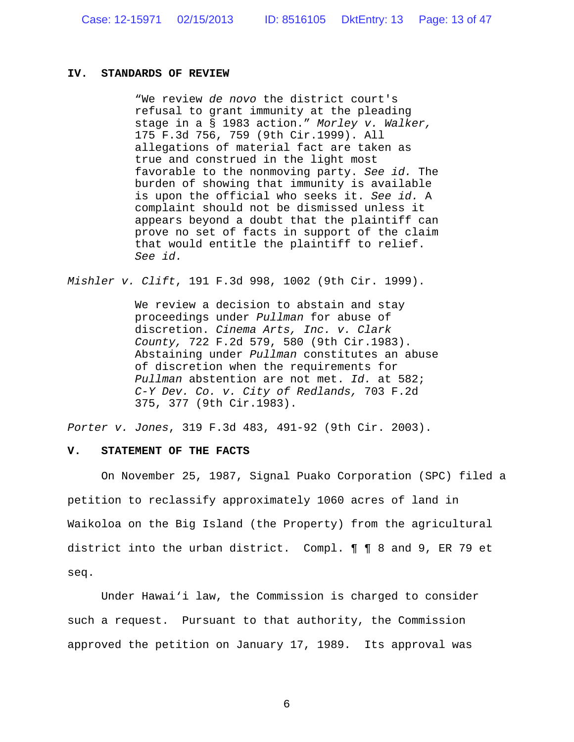## IV. STANDARDS OF REVIEW

> "We review *de novo* the district court's refusal to grant immunity at the pleading stage in a § 1983 action." *Morley v. Walker,* 175 F.3d 756, 759 (9th Cir.1999). All allegations of material fact are taken as true and construed in the light most favorable to the nonmoving party. *See id.* The burden of showing that immunity is available is upon the official who seeks it. *See id.* A complaint should not be dismissed unless it appears beyond a doubt that the plaintiff can prove no set of facts in support of the claim that would entitle the plaintiff to relief. *See id.*

*Mishler v. Clift*, 191 F.3d 998, 1002 (9th Cir. 1999).

> We review a decision to abstain and stay proceedings under *Pullman* for abuse of discretion. *Cinema Arts, Inc. v. Clark County,* 722 F.2d 579, 580 (9th Cir.1983). Abstaining under *Pullman* constitutes an abuse of discretion when the requirements for *Pullman* abstention are not met. *Id.* at 582; *C-Y Dev. Co. v. City of Redlands,* 703 F.2d 375, 377 (9th Cir.1983).

*Porter v. Jones*, 319 F.3d 483, 491-92 (9th Cir. 2003).

## V. STATEMENT OF THE FACTS

On November 25, 1987, Signal Puako Corporation (SPC) filed a petition to reclassify approximately 1060 acres of land in Waikoloa on the Big Island (the Property) from the agricultural district into the urban district. Compl. ¶ ¶ 8 and 9, ER 79 et seq.

Under Hawaiʻi law, the Commission is charged to consider such a request. Pursuant to that authority, the Commission approved the petition on January 17, 1989. Its approval was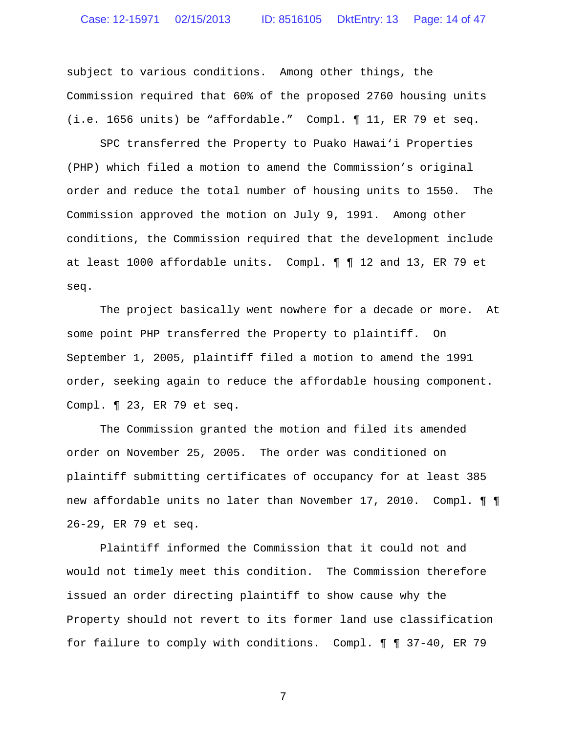subject to various conditions. Among other things, the Commission required that 60% of the proposed 2760 housing units (i.e. 1656 units) be "affordable." Compl. ¶ 11, ER 79 et seq.

SPC transferred the Property to Puako Hawaiʻi Properties (PHP) which filed a motion to amend the Commission's original order and reduce the total number of housing units to 1550. The Commission approved the motion on July 9, 1991. Among other conditions, the Commission required that the development include at least 1000 affordable units. Compl. ¶ ¶ 12 and 13, ER 79 et seq.

The project basically went nowhere for a decade or more. At some point PHP transferred the Property to plaintiff. On September 1, 2005, plaintiff filed a motion to amend the 1991 order, seeking again to reduce the affordable housing component. Compl. ¶ 23, ER 79 et seq.

The Commission granted the motion and filed its amended order on November 25, 2005. The order was conditioned on plaintiff submitting certificates of occupancy for at least 385 new affordable units no later than November 17, 2010. Compl. ¶ ¶ 26-29, ER 79 et seq.

Plaintiff informed the Commission that it could not and would not timely meet this condition. The Commission therefore issued an order directing plaintiff to show cause why the Property should not revert to its former land use classification for failure to comply with conditions. Compl. ¶ ¶ 37-40, ER 79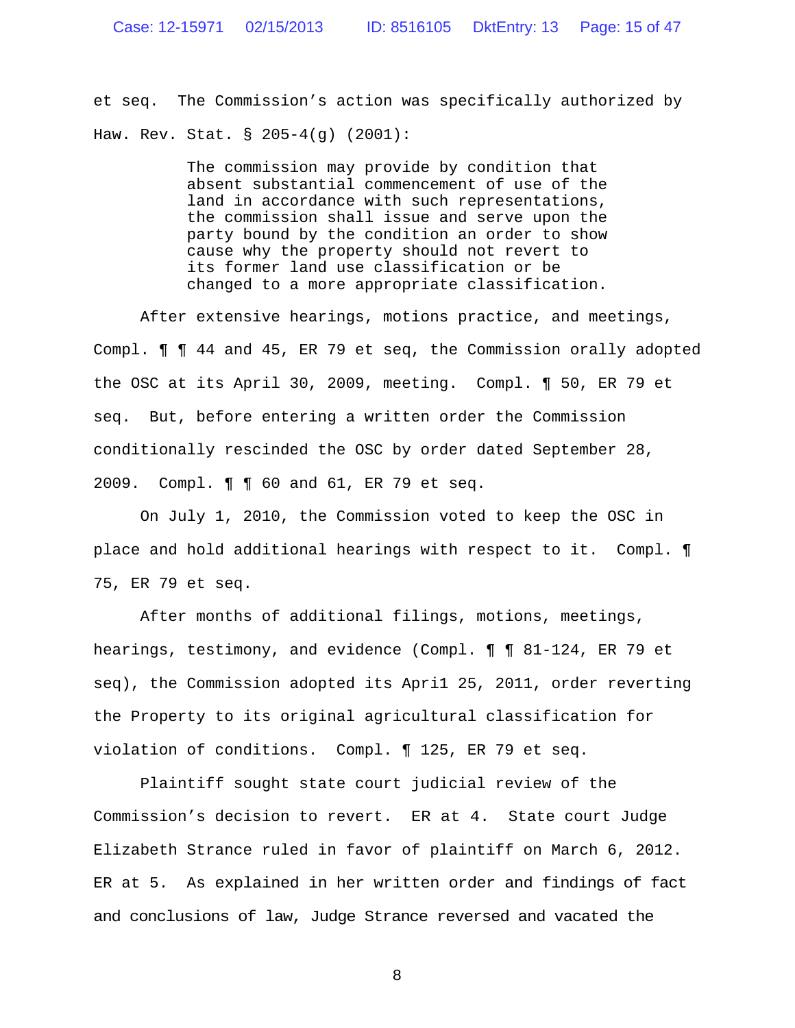et seq. The Commission's action was specifically authorized by Haw. Rev. Stat. § 205-4(g) (2001):

> The commission may provide by condition that absent substantial commencement of use of the land in accordance with such representations, the commission shall issue and serve upon the party bound by the condition an order to show cause why the property should not revert to its former land use classification or be changed to a more appropriate classification.

After extensive hearings, motions practice, and meetings, Compl. ¶ ¶ 44 and 45, ER 79 et seq, the Commission orally adopted the OSC at its April 30, 2009, meeting. Compl. ¶ 50, ER 79 et seq. But, before entering a written order the Commission conditionally rescinded the OSC by order dated September 28, 2009. Compl. ¶ ¶ 60 and 61, ER 79 et seq.

On July 1, 2010, the Commission voted to keep the OSC in place and hold additional hearings with respect to it. Compl. ¶ 75, ER 79 et seq.

After months of additional filings, motions, meetings, hearings, testimony, and evidence (Compl. ¶ ¶ 81-124, ER 79 et seq), the Commission adopted its Apri1 25, 2011, order reverting the Property to its original agricultural classification for violation of conditions. Compl. ¶ 125, ER 79 et seq.

Plaintiff sought state court judicial review of the Commission's decision to revert. ER at 4. State court Judge Elizabeth Strance ruled in favor of plaintiff on March 6, 2012. ER at 5. As explained in her written order and findings of fact and conclusions of law, Judge Strance reversed and vacated the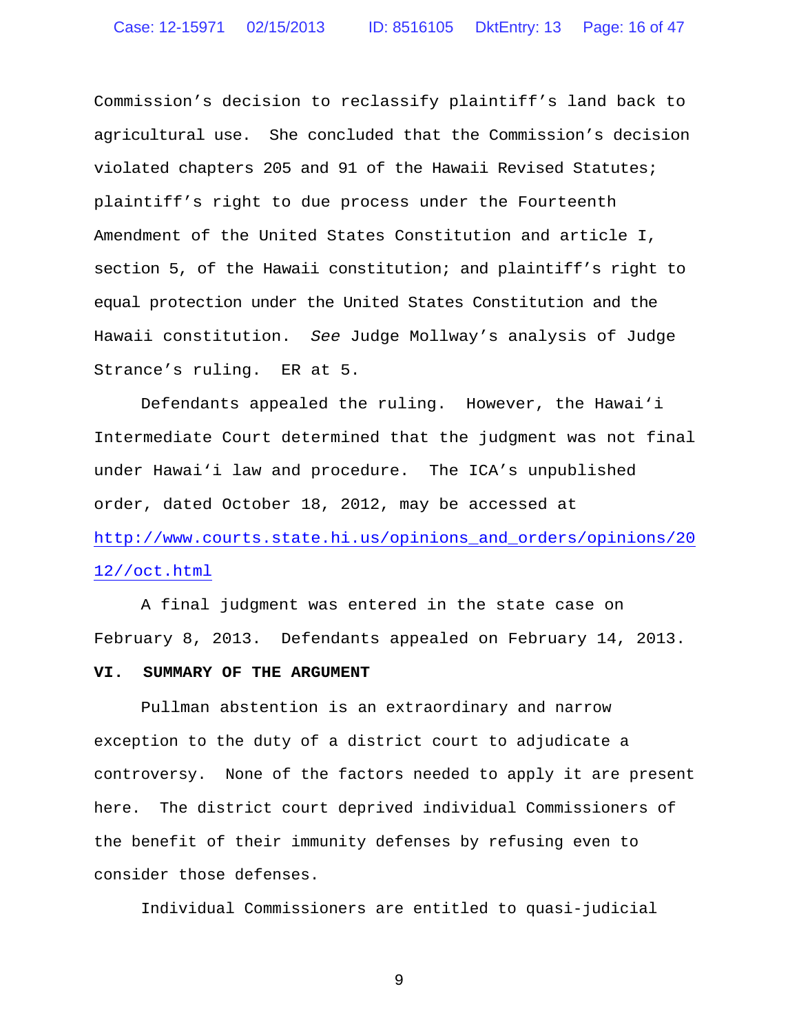Commission's decision to reclassify plaintiff's land back to agricultural use. She concluded that the Commission's decision violated chapters 205 and 91 of the Hawaii Revised Statutes; plaintiff's right to due process under the Fourteenth Amendment of the United States Constitution and article I, section 5, of the Hawaii constitution; and plaintiff's right to equal protection under the United States Constitution and the Hawaii constitution. *See* Judge Mollway's analysis of Judge Strance's ruling. ER at 5.

Defendants appealed the ruling. However, the Hawaiʻi Intermediate Court determined that the judgment was not final under Hawaiʻi law and procedure. The ICA's unpublished order, dated October 18, 2012, may be accessed at http://www.courts.state.hi.us/opinions_and_orders/opinions/2012//oct.html

A final judgment was entered in the state case on February 8, 2013. Defendants appealed on February 14, 2013.

## VI. SUMMARY OF THE ARGUMENT

Pullman abstention is an extraordinary and narrow exception to the duty of a district court to adjudicate a controversy. None of the factors needed to apply it are present here. The district court deprived individual Commissioners of the benefit of their immunity defenses by refusing even to consider those defenses.

Individual Commissioners are entitled to quasi-judicial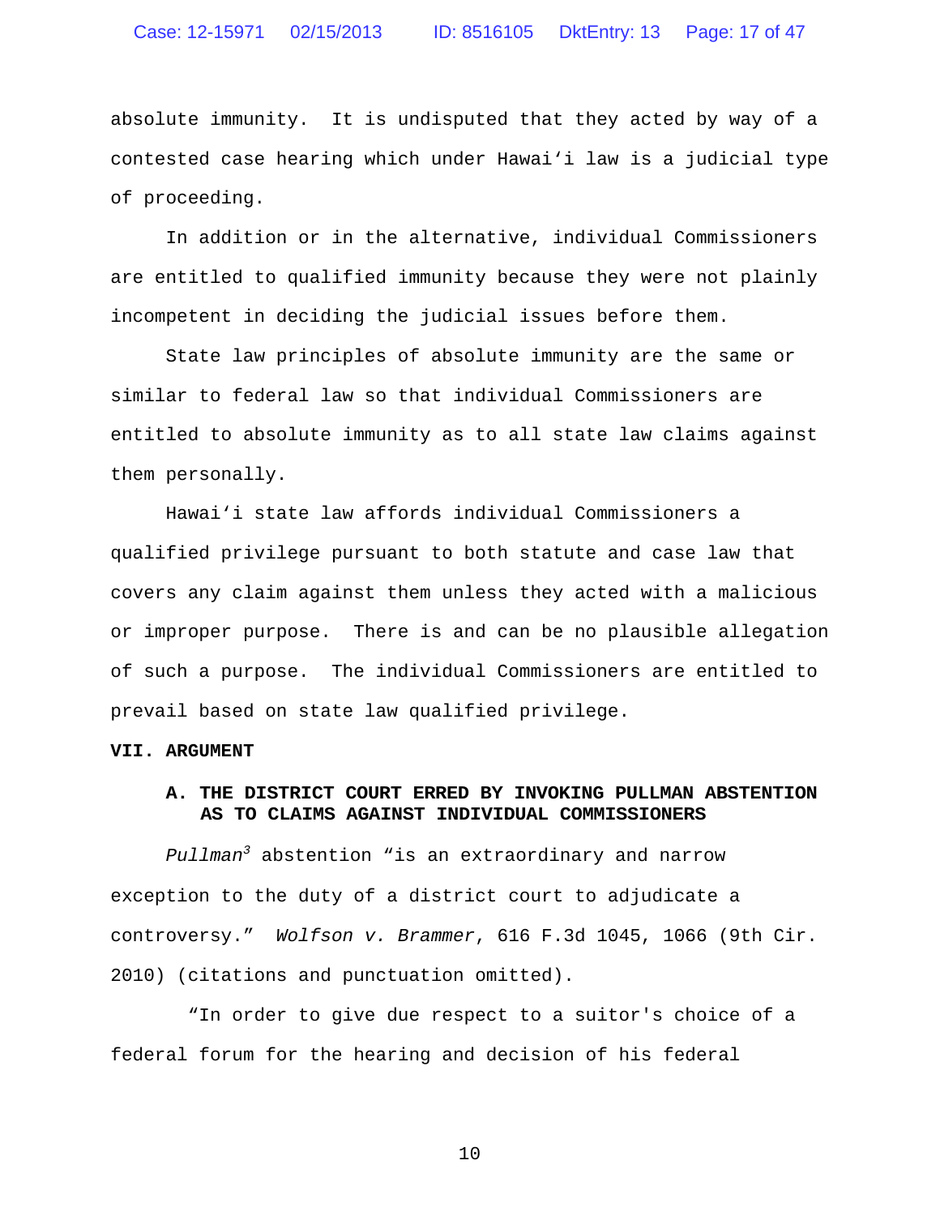absolute immunity. It is undisputed that they acted by way of a contested case hearing which under Hawai‘i law is a judicial type of proceeding.

In addition or in the alternative, individual Commissioners are entitled to qualified immunity because they were not plainly incompetent in deciding the judicial issues before them.

State law principles of absolute immunity are the same or similar to federal law so that individual Commissioners are entitled to absolute immunity as to all state law claims against them personally.

Hawai‘i state law affords individual Commissioners a qualified privilege pursuant to both statute and case law that covers any claim against them unless they acted with a malicious or improper purpose. There is and can be no plausible allegation of such a purpose. The individual Commissioners are entitled to prevail based on state law qualified privilege.

## VII. ARGUMENT

### A. THE DISTRICT COURT ERRED BY INVOKING PULLMAN ABSTENTION AS TO CLAIMS AGAINST INDIVIDUAL COMMISSIONERS

*Pullman*[3] abstention “is an extraordinary and narrow exception to the duty of a district court to adjudicate a controversy.” *Wolfson v. Brammer*, 616 F.3d 1045, 1066 (9th Cir. 2010) (citations and punctuation omitted).

“In order to give due respect to a suitor's choice of a federal forum for the hearing and decision of his federal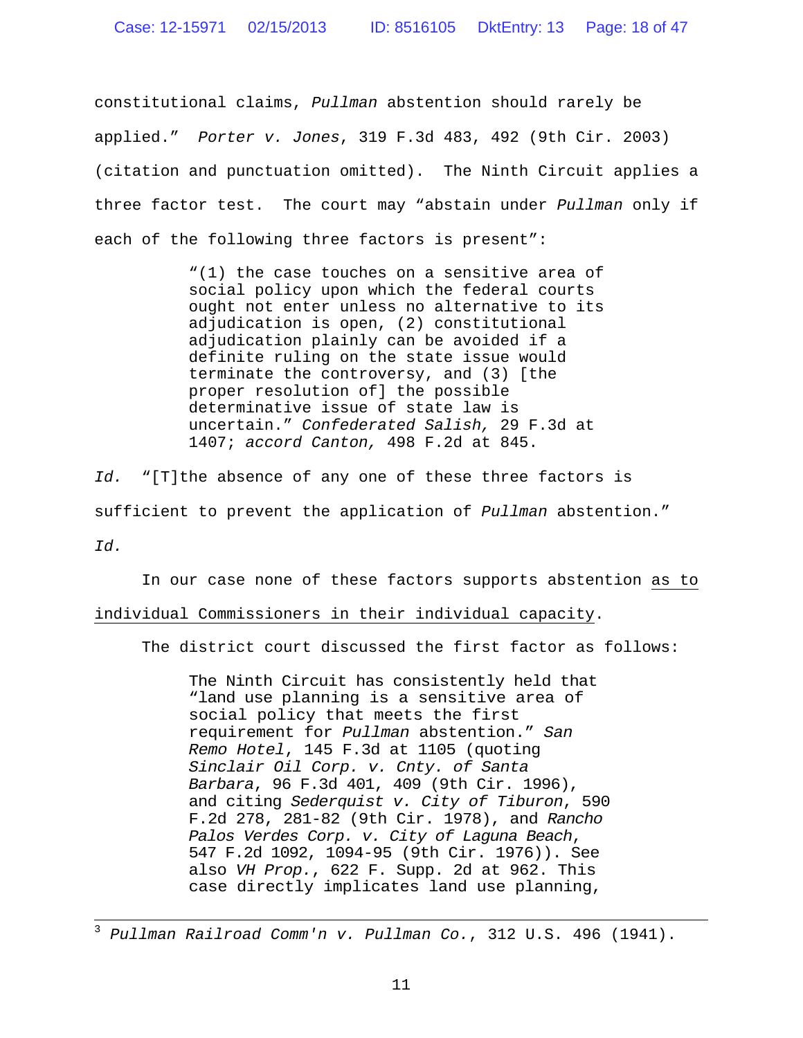constitutional claims, *Pullman* abstention should rarely be applied." *Porter v. Jones*, 319 F.3d 483, 492 (9th Cir. 2003) (citation and punctuation omitted). The Ninth Circuit applies a three factor test. The court may "abstain under *Pullman* only if each of the following three factors is present":

> "(1) the case touches on a sensitive area of social policy upon which the federal courts ought not enter unless no alternative to its adjudication is open, (2) constitutional adjudication plainly can be avoided if a definite ruling on the state issue would terminate the controversy, and (3) [the proper resolution of] the possible determinative issue of state law is uncertain." *Confederated Salish,* 29 F.3d at 1407; *accord Canton,* 498 F.2d at 845.

*Id.* "[T]the absence of any one of these three factors is sufficient to prevent the application of *Pullman* abstention." *Id.*

In our case none of these factors supports abstention <u>as to individual Commissioners in their individual capacity</u>.

The district court discussed the first factor as follows:

> The Ninth Circuit has consistently held that "land use planning is a sensitive area of social policy that meets the first requirement for *Pullman* abstention." *San Remo Hotel*, 145 F.3d at 1105 (quoting *Sinclair Oil Corp. v. Cnty. of Santa Barbara*, 96 F.3d 401, 409 (9th Cir. 1996), and citing *Sederquist v. City of Tiburon*, 590 F.2d 278, 281-82 (9th Cir. 1978), and *Rancho Palos Verdes Corp. v. City of Laguna Beach*, 547 F.2d 1092, 1094-95 (9th Cir. 1976)). See also *VH Prop.*, 622 F. Supp. 2d at 962. This case directly implicates land use planning,

---

[3] *Pullman Railroad Comm'n v. Pullman Co.*, 312 U.S. 496 (1941).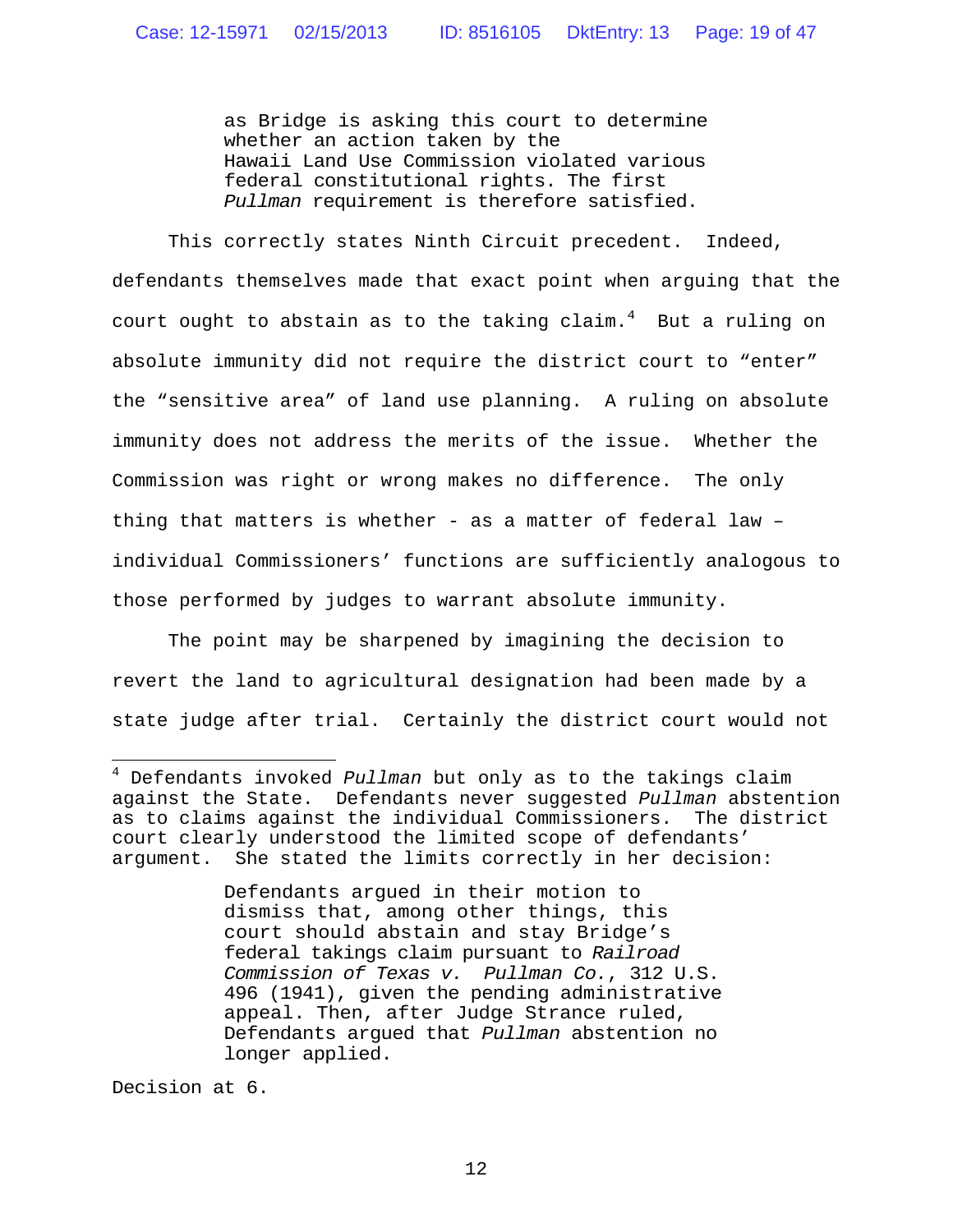> as Bridge is asking this court to determine whether an action taken by the Hawaii Land Use Commission violated various federal constitutional rights. The first *Pullman* requirement is therefore satisfied.

This correctly states Ninth Circuit precedent. Indeed, defendants themselves made that exact point when arguing that the court ought to abstain as to the taking claim.[4] But a ruling on absolute immunity did not require the district court to "enter" the "sensitive area" of land use planning. A ruling on absolute immunity does not address the merits of the issue. Whether the Commission was right or wrong makes no difference. The only thing that matters is whether - as a matter of federal law – individual Commissioners' functions are sufficiently analogous to those performed by judges to warrant absolute immunity.

The point may be sharpened by imagining the decision to revert the land to agricultural designation had been made by a state judge after trial. Certainly the district court would not

---

[4] Defendants invoked *Pullman* but only as to the takings claim against the State. Defendants never suggested *Pullman* abstention as to claims against the individual Commissioners. The district court clearly understood the limited scope of defendants' argument. She stated the limits correctly in her decision:

> Defendants argued in their motion to dismiss that, among other things, this court should abstain and stay Bridge's federal takings claim pursuant to *Railroad Commission of Texas v. Pullman Co.*, 312 U.S. 496 (1941), given the pending administrative appeal. Then, after Judge Strance ruled, Defendants argued that *Pullman* abstention no longer applied.

Decision at 6.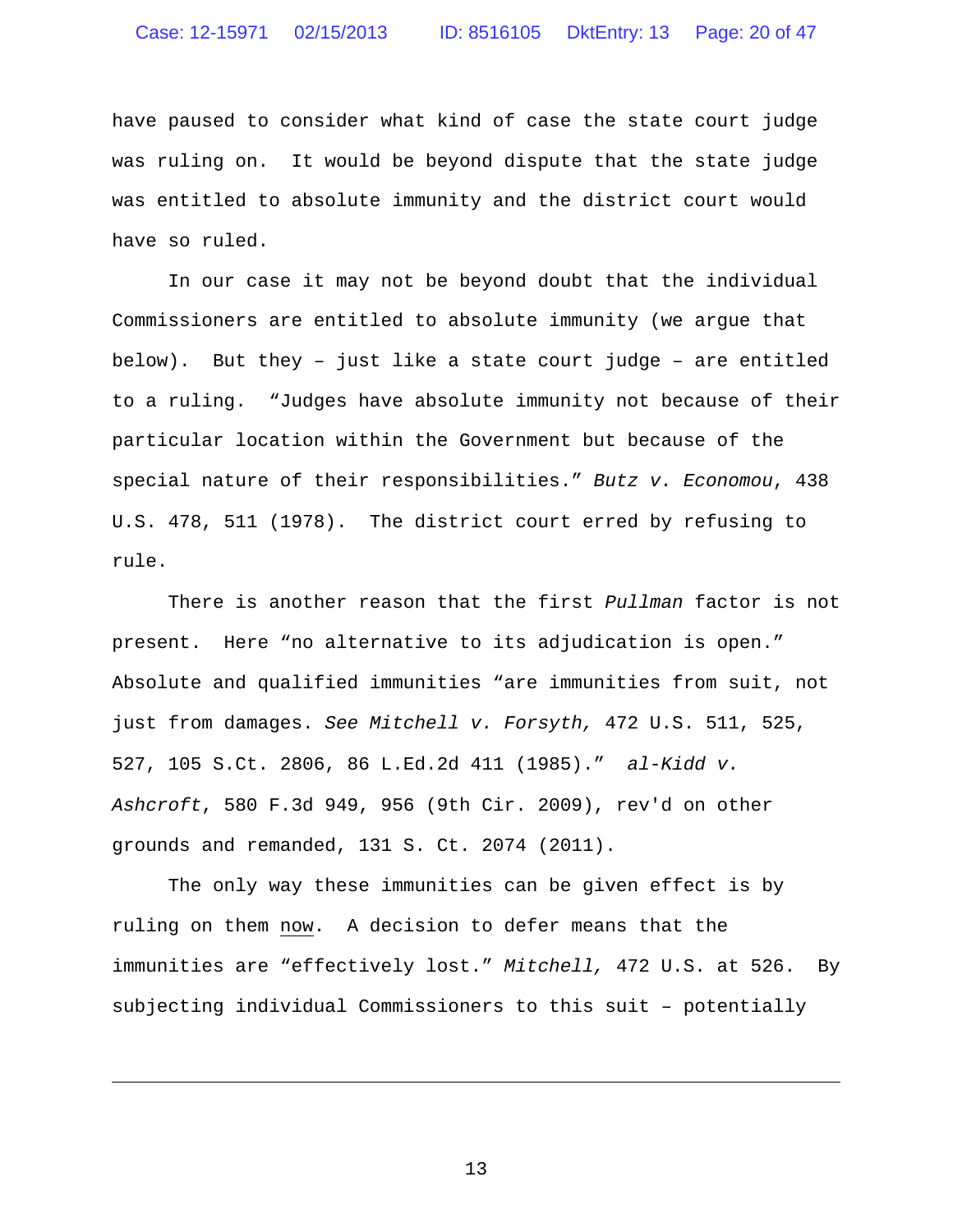have paused to consider what kind of case the state court judge was ruling on. It would be beyond dispute that the state judge was entitled to absolute immunity and the district court would have so ruled.

In our case it may not be beyond doubt that the individual Commissioners are entitled to absolute immunity (we argue that below). But they – just like a state court judge – are entitled to a ruling. "Judges have absolute immunity not because of their particular location within the Government but because of the special nature of their responsibilities." *Butz v. Economou*, 438 U.S. 478, 511 (1978). The district court erred by refusing to rule.

There is another reason that the first *Pullman* factor is not present. Here "no alternative to its adjudication is open." Absolute and qualified immunities "are immunities from suit, not just from damages. *See Mitchell v. Forsyth,* 472 U.S. 511, 525, 527, 105 S.Ct. 2806, 86 L.Ed.2d 411 (1985)." *al-Kidd v. Ashcroft*, 580 F.3d 949, 956 (9th Cir. 2009), rev'd on other grounds and remanded, 131 S. Ct. 2074 (2011).

The only way these immunities can be given effect is by ruling on them <u>now</u>. A decision to defer means that the immunities are "effectively lost." *Mitchell,* 472 U.S. at 526. By subjecting individual Commissioners to this suit – potentially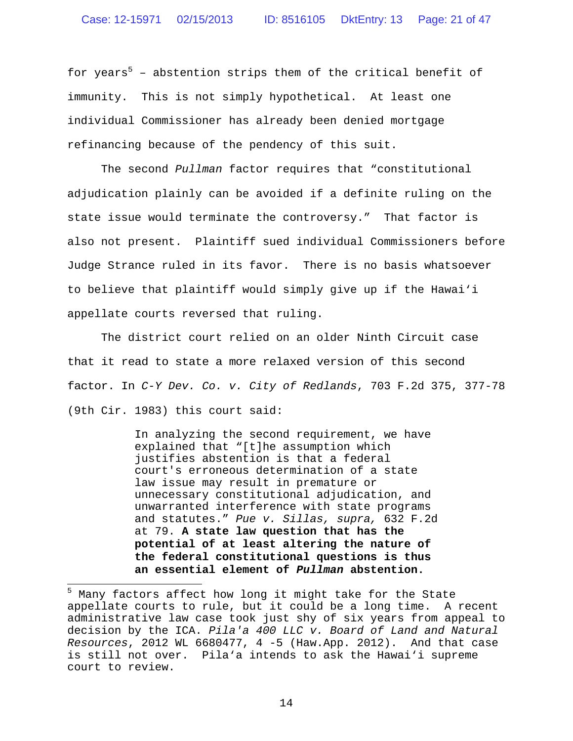for years[5] – abstention strips them of the critical benefit of immunity. This is not simply hypothetical. At least one individual Commissioner has already been denied mortgage refinancing because of the pendency of this suit.

The second *Pullman* factor requires that "constitutional adjudication plainly can be avoided if a definite ruling on the state issue would terminate the controversy." That factor is also not present. Plaintiff sued individual Commissioners before Judge Strance ruled in its favor. There is no basis whatsoever to believe that plaintiff would simply give up if the Hawai'i appellate courts reversed that ruling.

The district court relied on an older Ninth Circuit case that it read to state a more relaxed version of this second factor. In *C-Y Dev. Co. v. City of Redlands*, 703 F.2d 375, 377-78 (9th Cir. 1983) this court said:

> In analyzing the second requirement, we have explained that "[t]he assumption which justifies abstention is that a federal court's erroneous determination of a state law issue may result in premature or unnecessary constitutional adjudication, and unwarranted interference with state programs and statutes." *Pue v. Sillas, supra,* 632 F.2d at 79. **A state law question that has the potential of at least altering the nature of the federal constitutional questions is thus an essential element of *Pullman* abstention.**

---

[5] Many factors affect how long it might take for the State appellate courts to rule, but it could be a long time. A recent administrative law case took just shy of six years from appeal to decision by the ICA. *Pila'a 400 LLC v. Board of Land and Natural Resources*, 2012 WL 6680477, 4 -5 (Haw.App. 2012). And that case is still not over. Pila'a intends to ask the Hawai'i supreme court to review.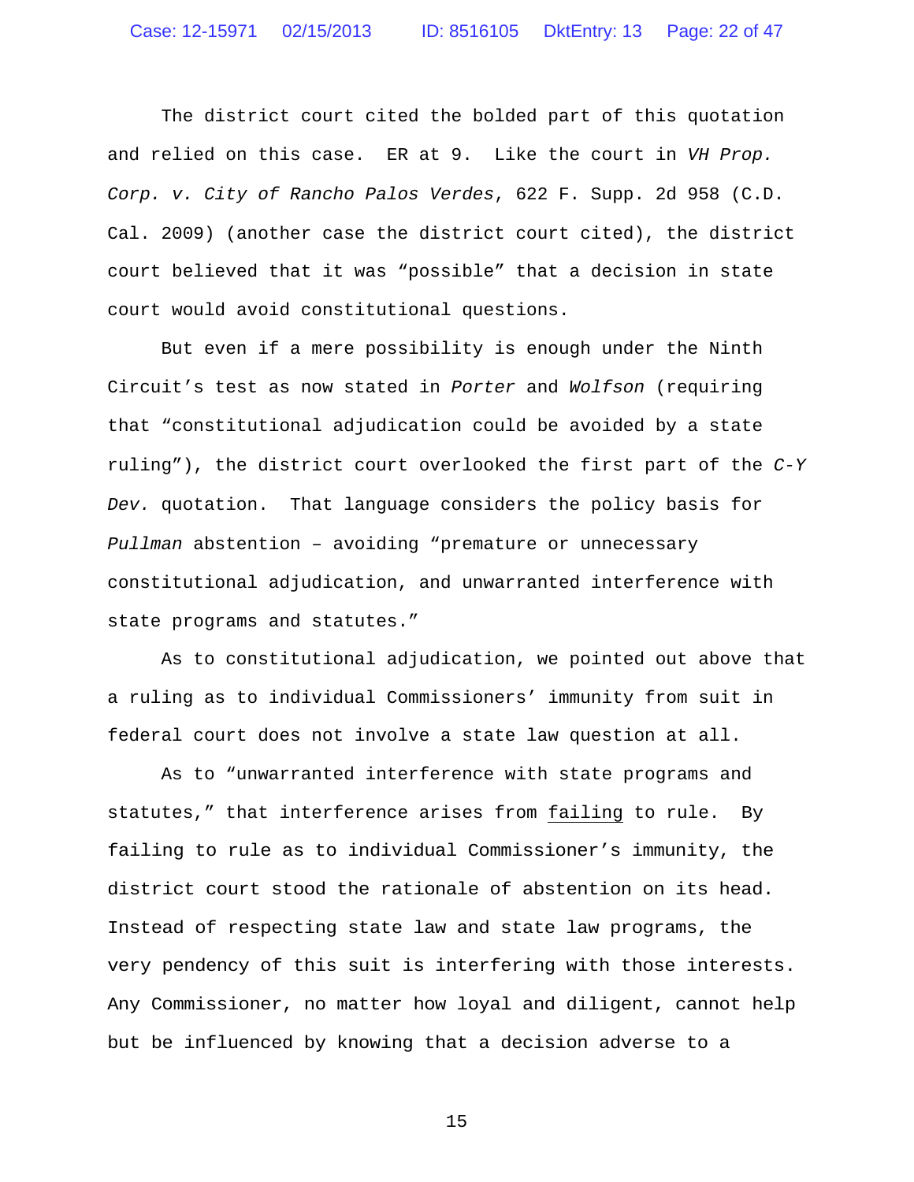The district court cited the bolded part of this quotation and relied on this case. ER at 9. Like the court in *VH Prop. Corp. v. City of Rancho Palos Verdes*, 622 F. Supp. 2d 958 (C.D. Cal. 2009) (another case the district court cited), the district court believed that it was "possible" that a decision in state court would avoid constitutional questions.

But even if a mere possibility is enough under the Ninth Circuit's test as now stated in *Porter* and *Wolfson* (requiring that "constitutional adjudication could be avoided by a state ruling"), the district court overlooked the first part of the *C-Y Dev.* quotation. That language considers the policy basis for *Pullman* abstention – avoiding "premature or unnecessary constitutional adjudication, and unwarranted interference with state programs and statutes."

As to constitutional adjudication, we pointed out above that a ruling as to individual Commissioners' immunity from suit in federal court does not involve a state law question at all.

As to "unwarranted interference with state programs and statutes," that interference arises from <u>failing</u> to rule. By failing to rule as to individual Commissioner's immunity, the district court stood the rationale of abstention on its head. Instead of respecting state law and state law programs, the very pendency of this suit is interfering with those interests. Any Commissioner, no matter how loyal and diligent, cannot help but be influenced by knowing that a decision adverse to a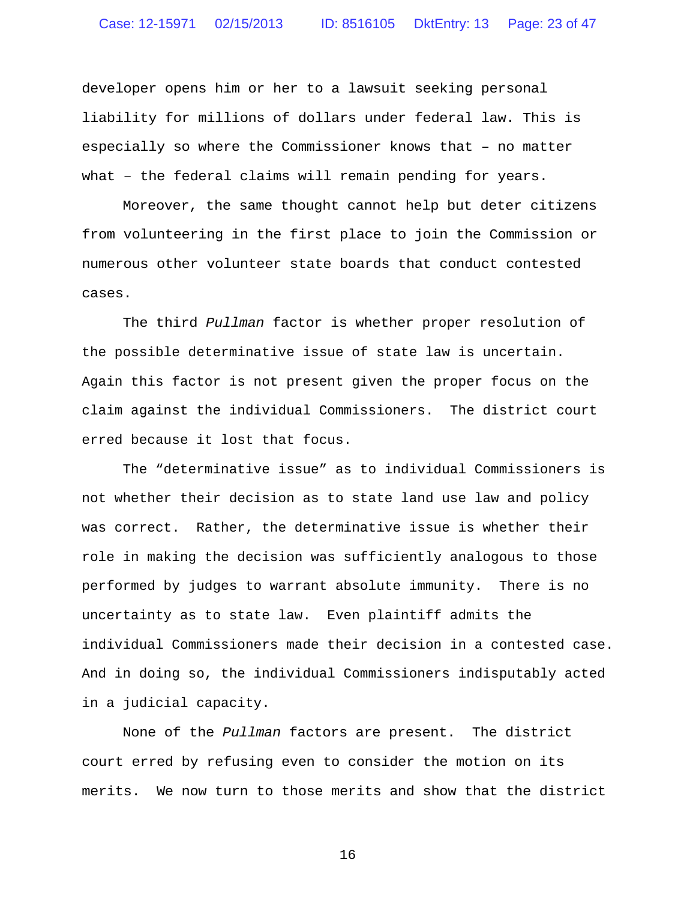developer opens him or her to a lawsuit seeking personal liability for millions of dollars under federal law. This is especially so where the Commissioner knows that – no matter what – the federal claims will remain pending for years.

Moreover, the same thought cannot help but deter citizens from volunteering in the first place to join the Commission or numerous other volunteer state boards that conduct contested cases.

The third *Pullman* factor is whether proper resolution of the possible determinative issue of state law is uncertain. Again this factor is not present given the proper focus on the claim against the individual Commissioners. The district court erred because it lost that focus.

The "determinative issue" as to individual Commissioners is not whether their decision as to state land use law and policy was correct. Rather, the determinative issue is whether their role in making the decision was sufficiently analogous to those performed by judges to warrant absolute immunity. There is no uncertainty as to state law. Even plaintiff admits the individual Commissioners made their decision in a contested case. And in doing so, the individual Commissioners indisputably acted in a judicial capacity.

None of the *Pullman* factors are present. The district court erred by refusing even to consider the motion on its merits. We now turn to those merits and show that the district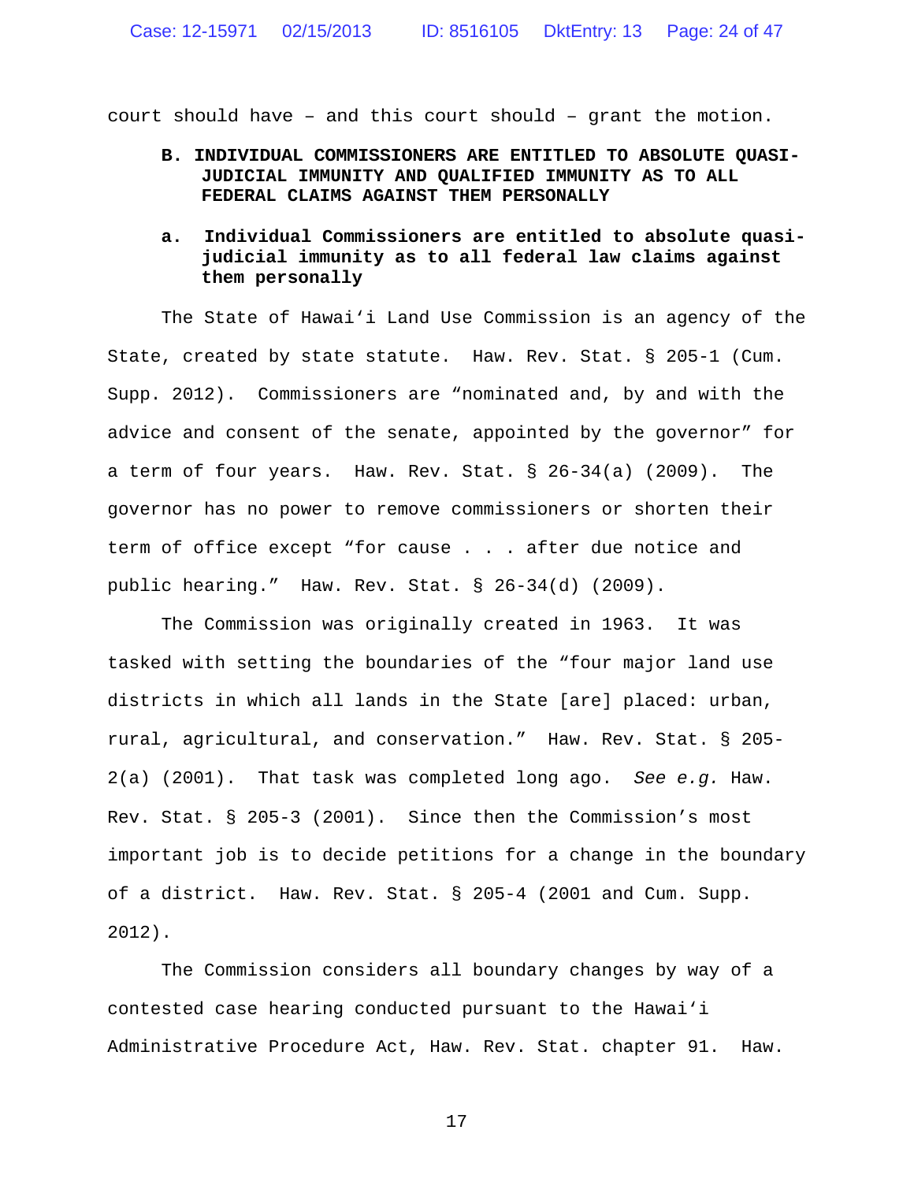court should have – and this court should – grant the motion.

**B. INDIVIDUAL COMMISSIONERS ARE ENTITLED TO ABSOLUTE QUASI-JUDICIAL IMMUNITY AND QUALIFIED IMMUNITY AS TO ALL FEDERAL CLAIMS AGAINST THEM PERSONALLY**

**a. Individual Commissioners are entitled to absolute quasi-judicial immunity as to all federal law claims against them personally**

The State of Hawaiʻi Land Use Commission is an agency of the State, created by state statute. Haw. Rev. Stat. § 205-1 (Cum. Supp. 2012). Commissioners are "nominated and, by and with the advice and consent of the senate, appointed by the governor" for a term of four years. Haw. Rev. Stat. § 26-34(a) (2009). The governor has no power to remove commissioners or shorten their term of office except "for cause . . . after due notice and public hearing." Haw. Rev. Stat. § 26-34(d) (2009).

The Commission was originally created in 1963. It was tasked with setting the boundaries of the "four major land use districts in which all lands in the State [are] placed: urban, rural, agricultural, and conservation." Haw. Rev. Stat. § 205-2(a) (2001). That task was completed long ago. *See e.g.* Haw. Rev. Stat. § 205-3 (2001). Since then the Commission's most important job is to decide petitions for a change in the boundary of a district. Haw. Rev. Stat. § 205-4 (2001 and Cum. Supp. 2012).

The Commission considers all boundary changes by way of a contested case hearing conducted pursuant to the Hawaiʻi Administrative Procedure Act, Haw. Rev. Stat. chapter 91. Haw.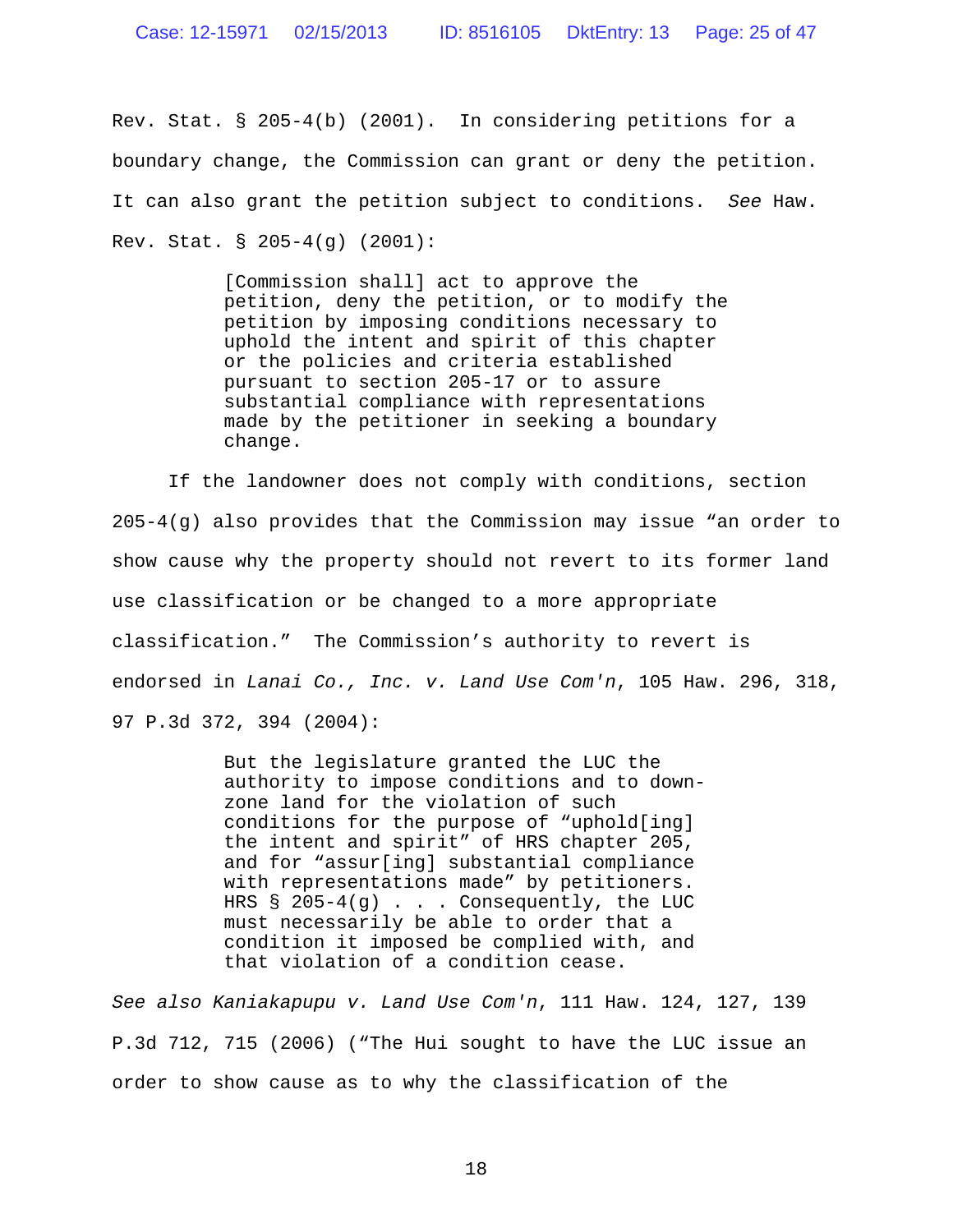Rev. Stat. § 205-4(b) (2001). In considering petitions for a boundary change, the Commission can grant or deny the petition. It can also grant the petition subject to conditions. *See* Haw. Rev. Stat. § 205-4(g) (2001):

> [Commission shall] act to approve the petition, deny the petition, or to modify the petition by imposing conditions necessary to uphold the intent and spirit of this chapter or the policies and criteria established pursuant to section 205-17 or to assure substantial compliance with representations made by the petitioner in seeking a boundary change.

If the landowner does not comply with conditions, section 205-4(g) also provides that the Commission may issue "an order to show cause why the property should not revert to its former land use classification or be changed to a more appropriate classification." The Commission's authority to revert is endorsed in *Lanai Co., Inc. v. Land Use Com'n*, 105 Haw. 296, 318, 97 P.3d 372, 394 (2004):

> But the legislature granted the LUC the authority to impose conditions and to down-zone land for the violation of such conditions for the purpose of "uphold[ing] the intent and spirit" of HRS chapter 205, and for "assur[ing] substantial compliance with representations made" by petitioners. HRS § 205-4(g) . . . Consequently, the LUC must necessarily be able to order that a condition it imposed be complied with, and that violation of a condition cease.

*See also Kaniakapupu v. Land Use Com'n*, 111 Haw. 124, 127, 139 P.3d 712, 715 (2006) ("The Hui sought to have the LUC issue an order to show cause as to why the classification of the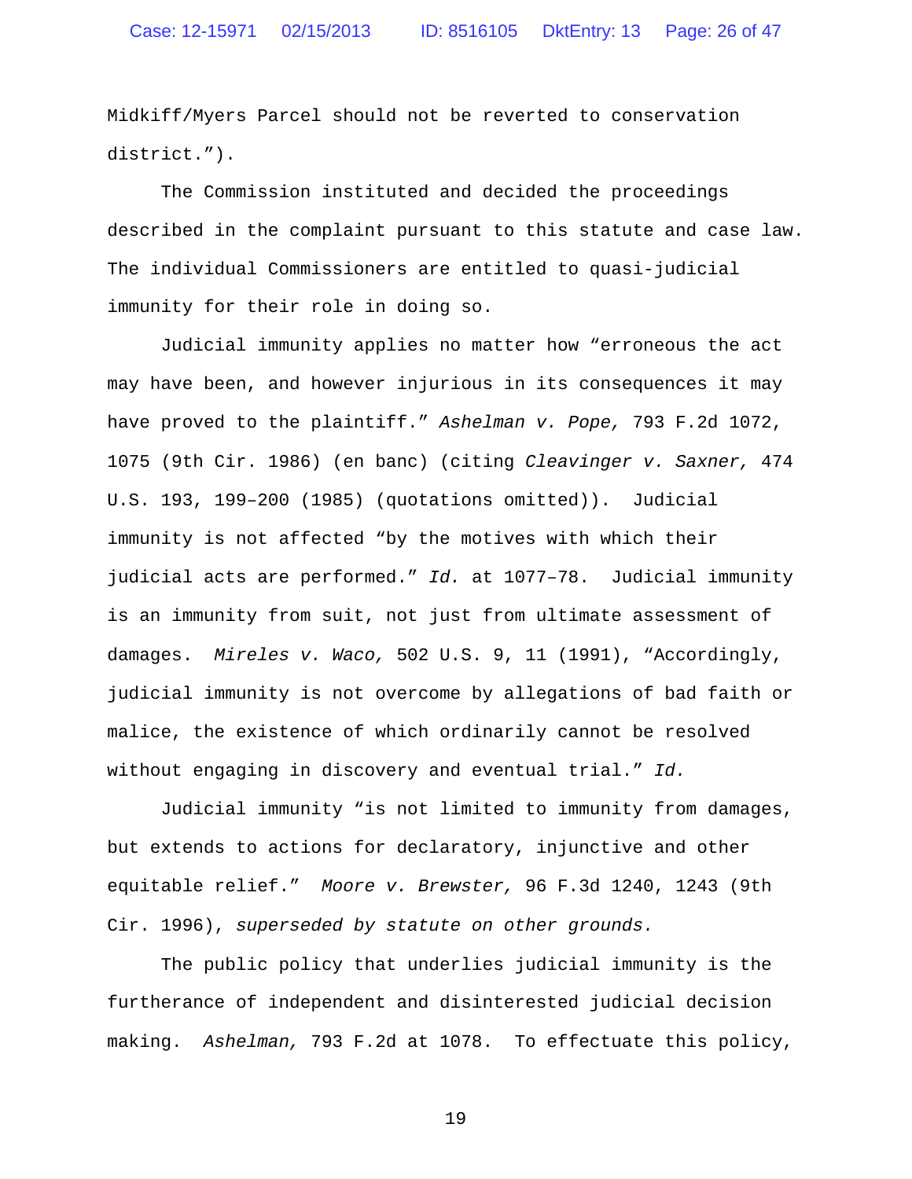Midkiff/Myers Parcel should not be reverted to conservation district.").

The Commission instituted and decided the proceedings described in the complaint pursuant to this statute and case law. The individual Commissioners are entitled to quasi-judicial immunity for their role in doing so.

Judicial immunity applies no matter how "erroneous the act may have been, and however injurious in its consequences it may have proved to the plaintiff." *Ashelman v. Pope,* 793 F.2d 1072, 1075 (9th Cir. 1986) (en banc) (citing *Cleavinger v. Saxner,* 474 U.S. 193, 199–200 (1985) (quotations omitted)). Judicial immunity is not affected "by the motives with which their judicial acts are performed." *Id.* at 1077–78. Judicial immunity is an immunity from suit, not just from ultimate assessment of damages. *Mireles v. Waco,* 502 U.S. 9, 11 (1991), "Accordingly, judicial immunity is not overcome by allegations of bad faith or malice, the existence of which ordinarily cannot be resolved without engaging in discovery and eventual trial." *Id.*

Judicial immunity "is not limited to immunity from damages, but extends to actions for declaratory, injunctive and other equitable relief." *Moore v. Brewster,* 96 F.3d 1240, 1243 (9th Cir. 1996), *superseded by statute on other grounds.*

The public policy that underlies judicial immunity is the furtherance of independent and disinterested judicial decision making. *Ashelman,* 793 F.2d at 1078. To effectuate this policy,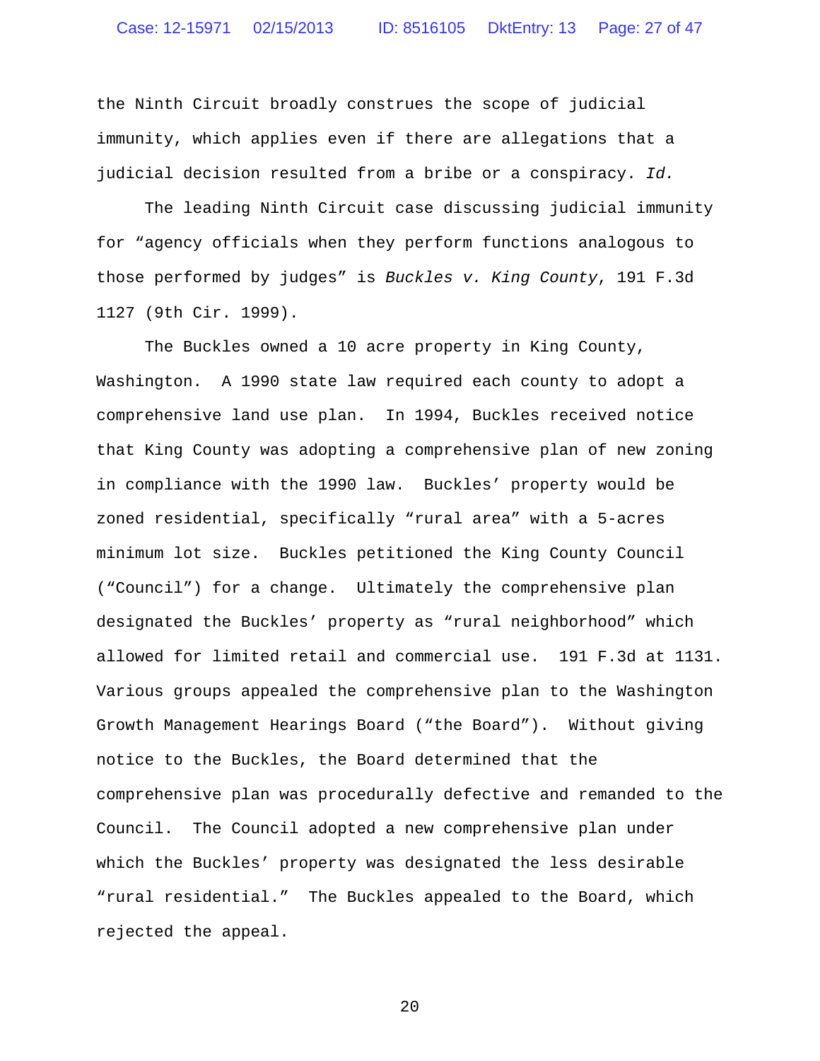the Ninth Circuit broadly construes the scope of judicial immunity, which applies even if there are allegations that a judicial decision resulted from a bribe or a conspiracy. *Id.*

The leading Ninth Circuit case discussing judicial immunity for "agency officials when they perform functions analogous to those performed by judges" is *Buckles v. King County*, 191 F.3d 1127 (9th Cir. 1999).

The Buckles owned a 10 acre property in King County, Washington. A 1990 state law required each county to adopt a comprehensive land use plan. In 1994, Buckles received notice that King County was adopting a comprehensive plan of new zoning in compliance with the 1990 law. Buckles' property would be zoned residential, specifically "rural area" with a 5-acres minimum lot size. Buckles petitioned the King County Council ("Council") for a change. Ultimately the comprehensive plan designated the Buckles' property as "rural neighborhood" which allowed for limited retail and commercial use. 191 F.3d at 1131. Various groups appealed the comprehensive plan to the Washington Growth Management Hearings Board ("the Board"). Without giving notice to the Buckles, the Board determined that the comprehensive plan was procedurally defective and remanded to the Council. The Council adopted a new comprehensive plan under which the Buckles' property was designated the less desirable "rural residential." The Buckles appealed to the Board, which rejected the appeal.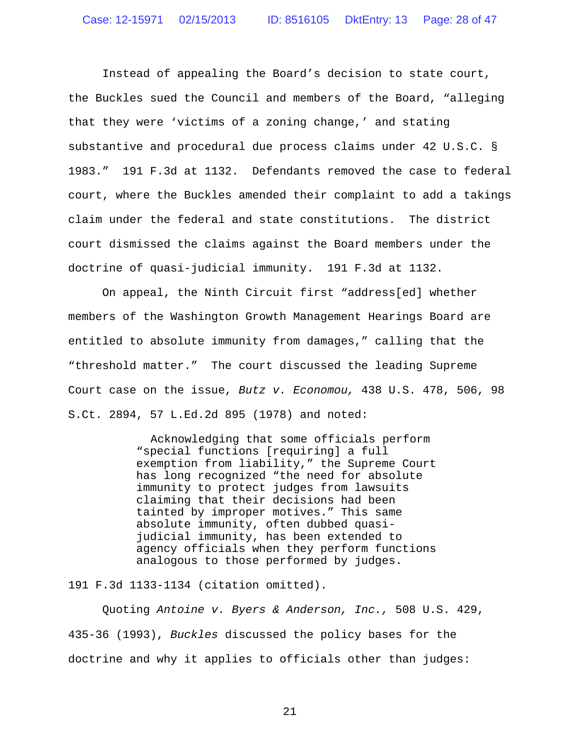Instead of appealing the Board's decision to state court, the Buckles sued the Council and members of the Board, "alleging that they were 'victims of a zoning change,' and stating substantive and procedural due process claims under 42 U.S.C. § 1983." 191 F.3d at 1132. Defendants removed the case to federal court, where the Buckles amended their complaint to add a takings claim under the federal and state constitutions. The district court dismissed the claims against the Board members under the doctrine of quasi-judicial immunity. 191 F.3d at 1132.

On appeal, the Ninth Circuit first "address[ed] whether members of the Washington Growth Management Hearings Board are entitled to absolute immunity from damages," calling that the "threshold matter." The court discussed the leading Supreme Court case on the issue, *Butz v. Economou,* 438 U.S. 478, 506, 98 S.Ct. 2894, 57 L.Ed.2d 895 (1978) and noted:

> Acknowledging that some officials perform "special functions [requiring] a full exemption from liability," the Supreme Court has long recognized "the need for absolute immunity to protect judges from lawsuits claiming that their decisions had been tainted by improper motives." This same absolute immunity, often dubbed quasi-judicial immunity, has been extended to agency officials when they perform functions analogous to those performed by judges.

191 F.3d 1133-1134 (citation omitted).

Quoting *Antoine v. Byers & Anderson, Inc.,* 508 U.S. 429, 435-36 (1993), *Buckles* discussed the policy bases for the doctrine and why it applies to officials other than judges: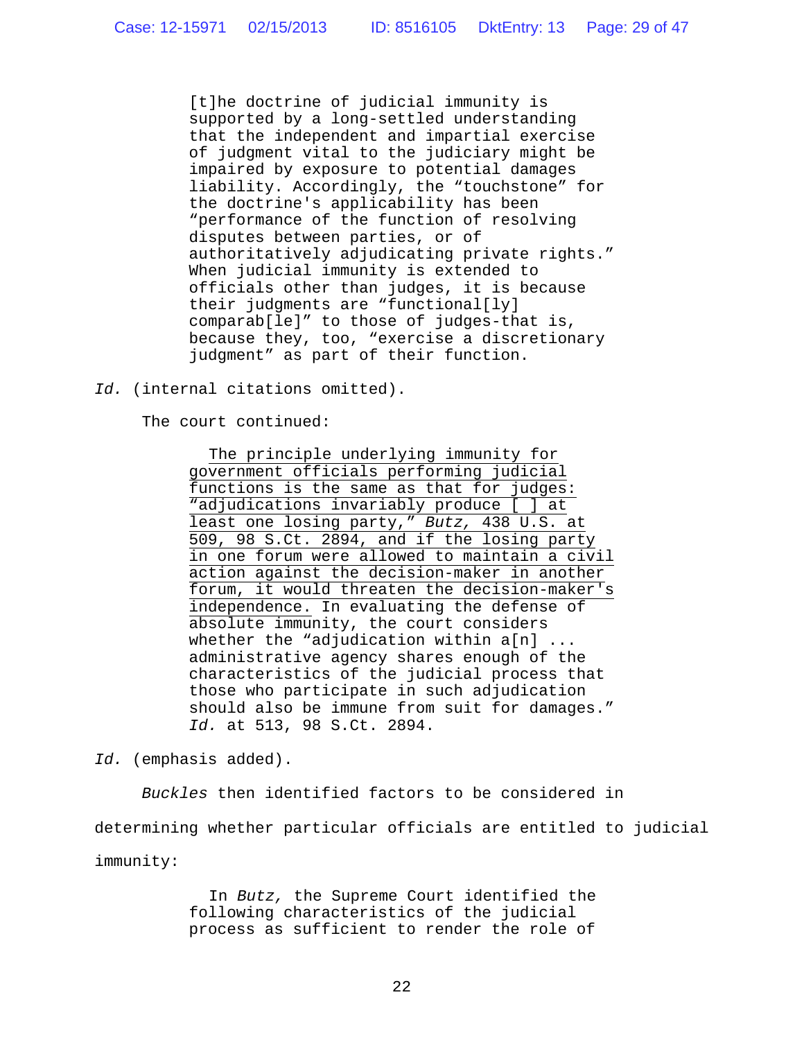> [t]he doctrine of judicial immunity is supported by a long-settled understanding that the independent and impartial exercise of judgment vital to the judiciary might be impaired by exposure to potential damages liability. Accordingly, the "touchstone" for the doctrine's applicability has been "performance of the function of resolving disputes between parties, or of authoritatively adjudicating private rights." When judicial immunity is extended to officials other than judges, it is because their judgments are "functional[ly] comparab[le]" to those of judges-that is, because they, too, "exercise a discretionary judgment" as part of their function.

*Id.* (internal citations omitted).

The court continued:

> <u>The principle underlying immunity for government officials performing judicial functions is the same as that for judges: "adjudications invariably produce [ ] at least one losing party," *Butz,* 438 U.S. at 509, 98 S.Ct. 2894, and if the losing party in one forum were allowed to maintain a civil action against the decision-maker in another forum, it would threaten the decision-maker's independence</u>. In evaluating the defense of absolute immunity, the court considers whether the "adjudication within a[n] ... administrative agency shares enough of the characteristics of the judicial process that those who participate in such adjudication should also be immune from suit for damages." *Id.* at 513, 98 S.Ct. 2894.

*Id.* (emphasis added).

*Buckles* then identified factors to be considered in determining whether particular officials are entitled to judicial immunity:

> In *Butz,* the Supreme Court identified the following characteristics of the judicial process as sufficient to render the role of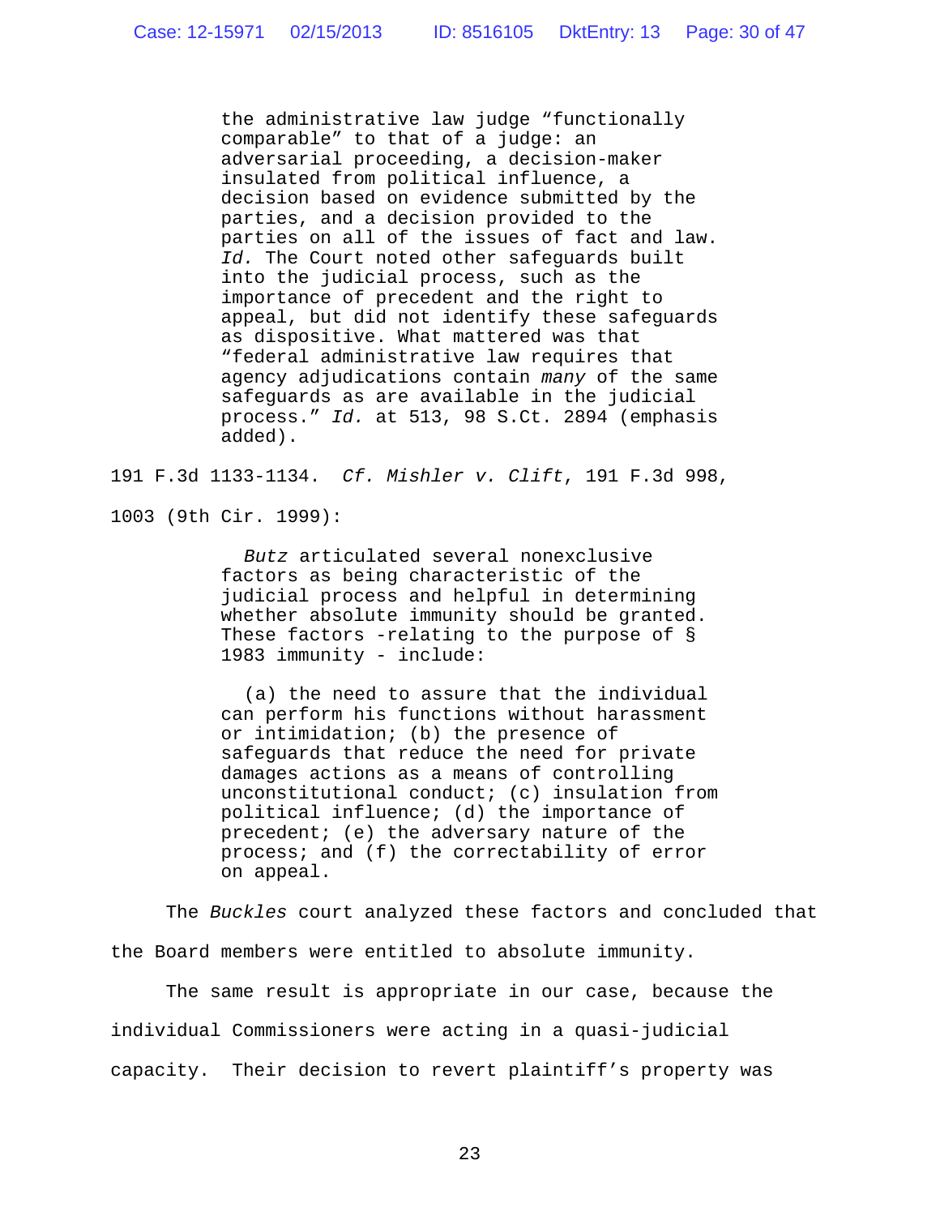> the administrative law judge "functionally comparable" to that of a judge: an adversarial proceeding, a decision-maker insulated from political influence, a decision based on evidence submitted by the parties, and a decision provided to the parties on all of the issues of fact and law. *Id.* The Court noted other safeguards built into the judicial process, such as the importance of precedent and the right to appeal, but did not identify these safeguards as dispositive. What mattered was that "federal administrative law requires that agency adjudications contain *many* of the same safeguards as are available in the judicial process." *Id.* at 513, 98 S.Ct. 2894 (emphasis added).

191 F.3d 1133-1134. *Cf. Mishler v. Clift*, 191 F.3d 998, 1003 (9th Cir. 1999):

> *Butz* articulated several nonexclusive factors as being characteristic of the judicial process and helpful in determining whether absolute immunity should be granted. These factors -relating to the purpose of § 1983 immunity - include:
>
> (a) the need to assure that the individual can perform his functions without harassment or intimidation; (b) the presence of safeguards that reduce the need for private damages actions as a means of controlling unconstitutional conduct; (c) insulation from political influence; (d) the importance of precedent; (e) the adversary nature of the process; and (f) the correctability of error on appeal.

The *Buckles* court analyzed these factors and concluded that the Board members were entitled to absolute immunity.

The same result is appropriate in our case, because the individual Commissioners were acting in a quasi-judicial capacity. Their decision to revert plaintiff's property was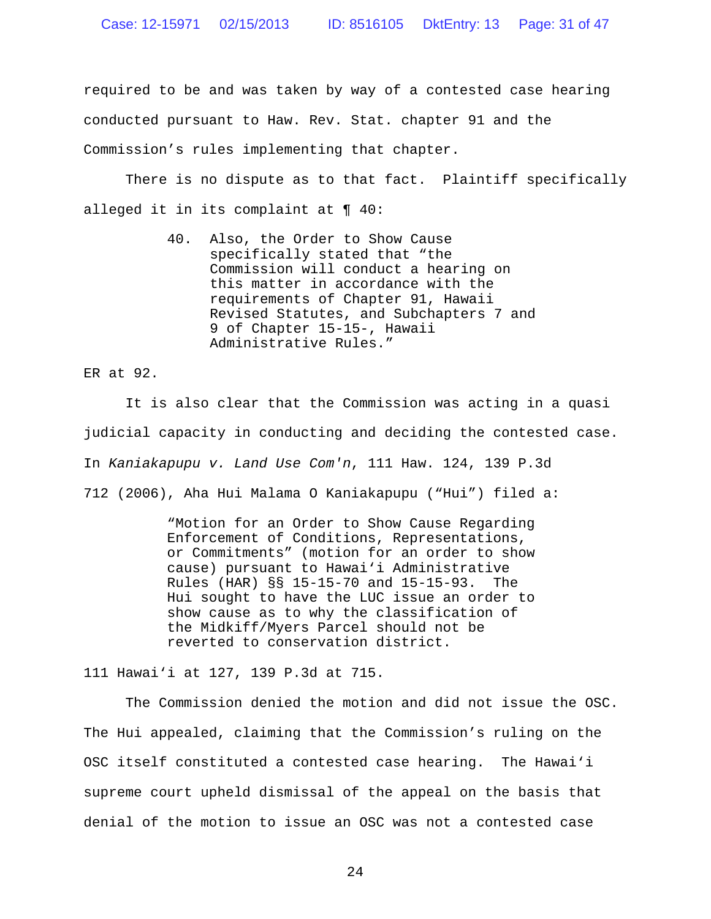required to be and was taken by way of a contested case hearing conducted pursuant to Haw. Rev. Stat. chapter 91 and the Commission's rules implementing that chapter.

There is no dispute as to that fact. Plaintiff specifically alleged it in its complaint at ¶ 40:

> 40. Also, the Order to Show Cause specifically stated that "the Commission will conduct a hearing on this matter in accordance with the requirements of Chapter 91, Hawaii Revised Statutes, and Subchapters 7 and 9 of Chapter 15-15-, Hawaii Administrative Rules."

ER at 92.

It is also clear that the Commission was acting in a quasi judicial capacity in conducting and deciding the contested case. In *Kaniakapupu v. Land Use Com'n*, 111 Haw. 124, 139 P.3d 712 (2006), Aha Hui Malama O Kaniakapupu ("Hui") filed a:

> "Motion for an Order to Show Cause Regarding Enforcement of Conditions, Representations, or Commitments" (motion for an order to show cause) pursuant to Hawaiʻi Administrative Rules (HAR) §§ 15-15-70 and 15-15-93. The Hui sought to have the LUC issue an order to show cause as to why the classification of the Midkiff/Myers Parcel should not be reverted to conservation district.

111 Hawaiʻi at 127, 139 P.3d at 715.

The Commission denied the motion and did not issue the OSC. The Hui appealed, claiming that the Commission's ruling on the OSC itself constituted a contested case hearing. The Hawaiʻi supreme court upheld dismissal of the appeal on the basis that denial of the motion to issue an OSC was not a contested case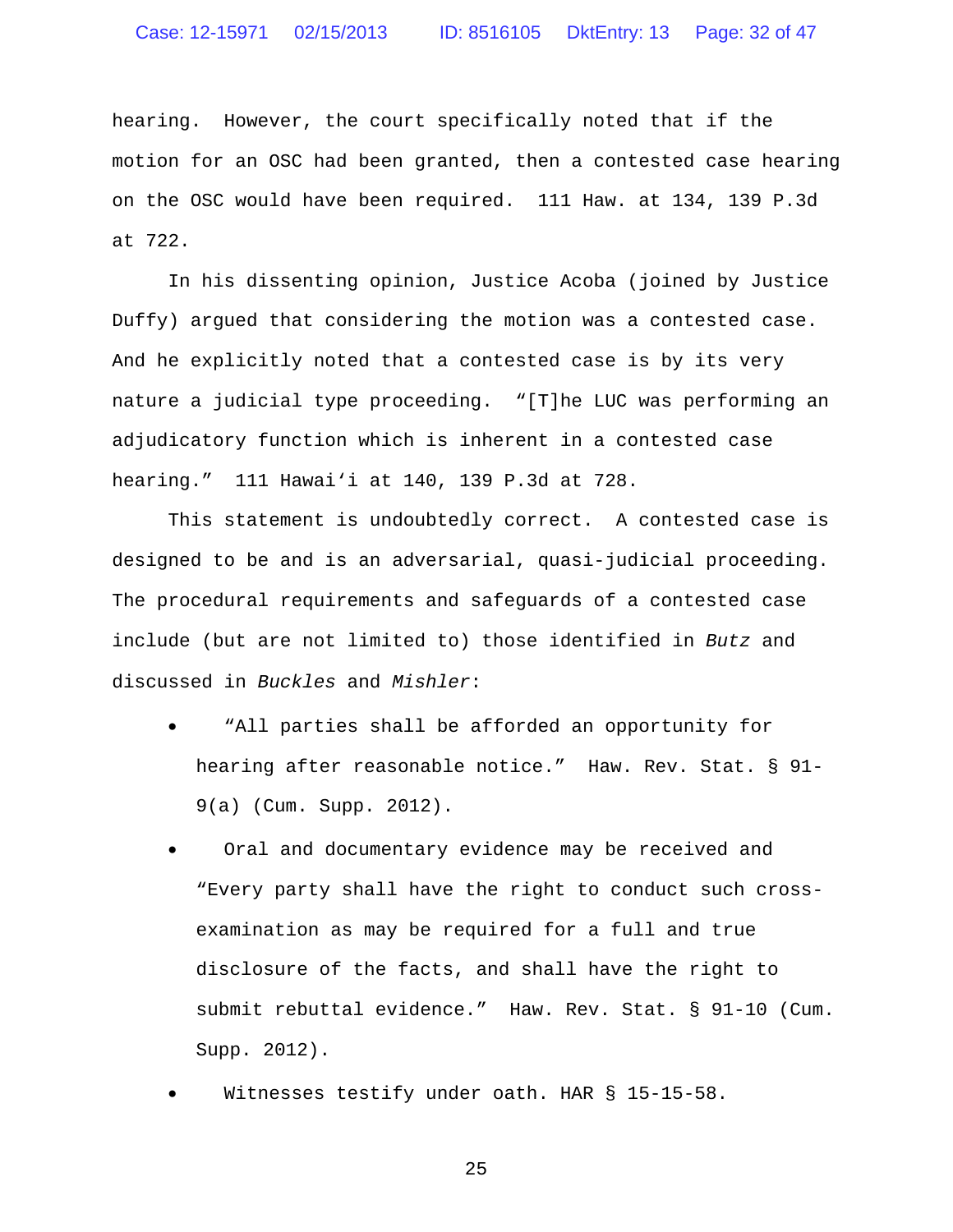hearing. However, the court specifically noted that if the motion for an OSC had been granted, then a contested case hearing on the OSC would have been required. 111 Haw. at 134, 139 P.3d at 722.

In his dissenting opinion, Justice Acoba (joined by Justice Duffy) argued that considering the motion was a contested case. And he explicitly noted that a contested case is by its very nature a judicial type proceeding. "[T]he LUC was performing an adjudicatory function which is inherent in a contested case hearing." 111 Hawaiʻi at 140, 139 P.3d at 728.

This statement is undoubtedly correct. A contested case is designed to be and is an adversarial, quasi-judicial proceeding. The procedural requirements and safeguards of a contested case include (but are not limited to) those identified in *Butz* and discussed in *Buckles* and *Mishler*:

- "All parties shall be afforded an opportunity for hearing after reasonable notice." Haw. Rev. Stat. § 91-9(a) (Cum. Supp. 2012).
- Oral and documentary evidence may be received and "Every party shall have the right to conduct such cross-examination as may be required for a full and true disclosure of the facts, and shall have the right to submit rebuttal evidence." Haw. Rev. Stat. § 91-10 (Cum. Supp. 2012).
- Witnesses testify under oath. HAR § 15-15-58.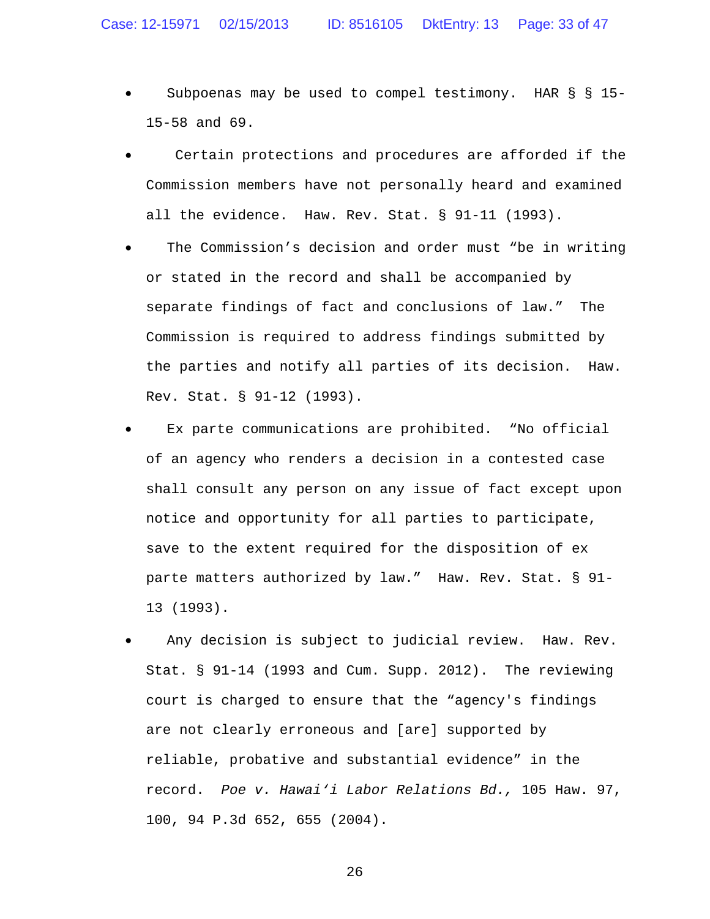- Subpoenas may be used to compel testimony. HAR § § 15-15-58 and 69.
- Certain protections and procedures are afforded if the Commission members have not personally heard and examined all the evidence. Haw. Rev. Stat. § 91-11 (1993).
- The Commission's decision and order must "be in writing or stated in the record and shall be accompanied by separate findings of fact and conclusions of law." The Commission is required to address findings submitted by the parties and notify all parties of its decision. Haw. Rev. Stat. § 91-12 (1993).
- Ex parte communications are prohibited. "No official of an agency who renders a decision in a contested case shall consult any person on any issue of fact except upon notice and opportunity for all parties to participate, save to the extent required for the disposition of ex parte matters authorized by law." Haw. Rev. Stat. § 91-13 (1993).
- Any decision is subject to judicial review. Haw. Rev. Stat. § 91-14 (1993 and Cum. Supp. 2012). The reviewing court is charged to ensure that the "agency's findings are not clearly erroneous and [are] supported by reliable, probative and substantial evidence" in the record. *Poe v. Hawai'i Labor Relations Bd.,* 105 Haw. 97, 100, 94 P.3d 652, 655 (2004).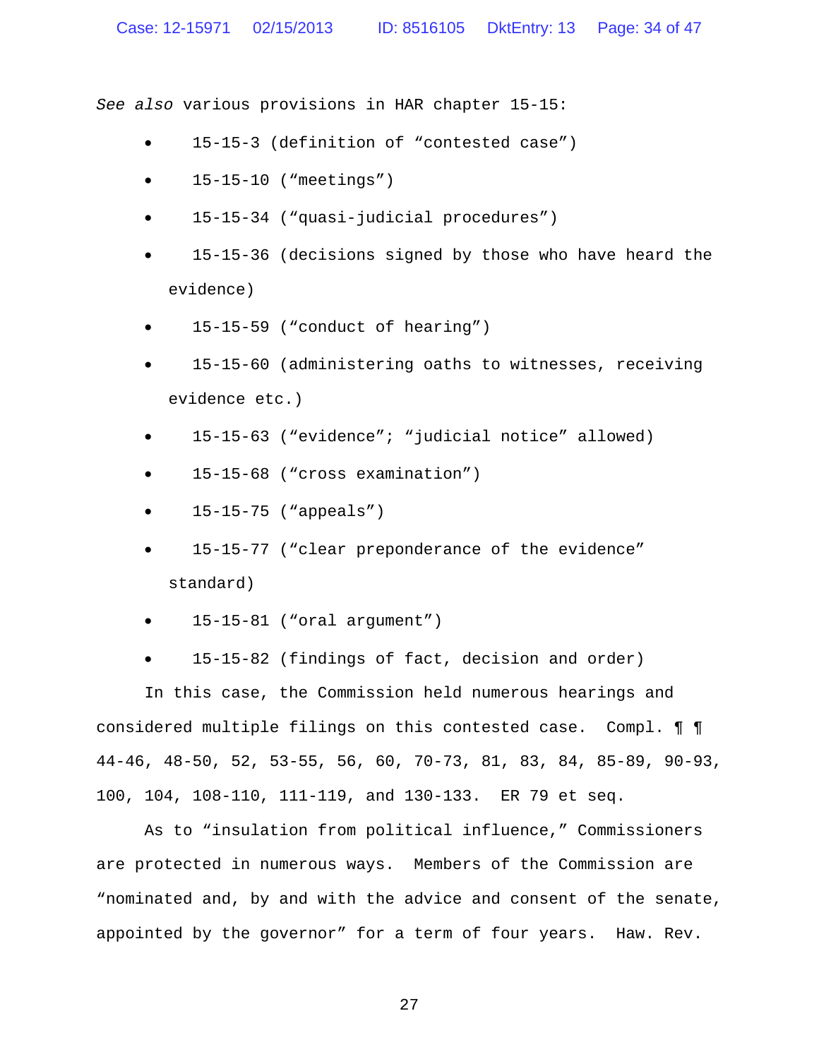*See also* various provisions in HAR chapter 15-15:

- 15-15-3 (definition of “contested case”)
- 15-15-10 (“meetings”)
- 15-15-34 (“quasi-judicial procedures”)
- 15-15-36 (decisions signed by those who have heard the evidence)
- 15-15-59 (“conduct of hearing”)
- 15-15-60 (administering oaths to witnesses, receiving evidence etc.)
- 15-15-63 (“evidence”; “judicial notice” allowed)
- 15-15-68 (“cross examination”)
- 15-15-75 (“appeals”)
- 15-15-77 (“clear preponderance of the evidence” standard)
- 15-15-81 (“oral argument”)
- 15-15-82 (findings of fact, decision and order)

In this case, the Commission held numerous hearings and considered multiple filings on this contested case. Compl. ¶ ¶ 44-46, 48-50, 52, 53-55, 56, 60, 70-73, 81, 83, 84, 85-89, 90-93, 100, 104, 108-110, 111-119, and 130-133. ER 79 et seq.

As to “insulation from political influence,” Commissioners are protected in numerous ways. Members of the Commission are “nominated and, by and with the advice and consent of the senate, appointed by the governor” for a term of four years. Haw. Rev.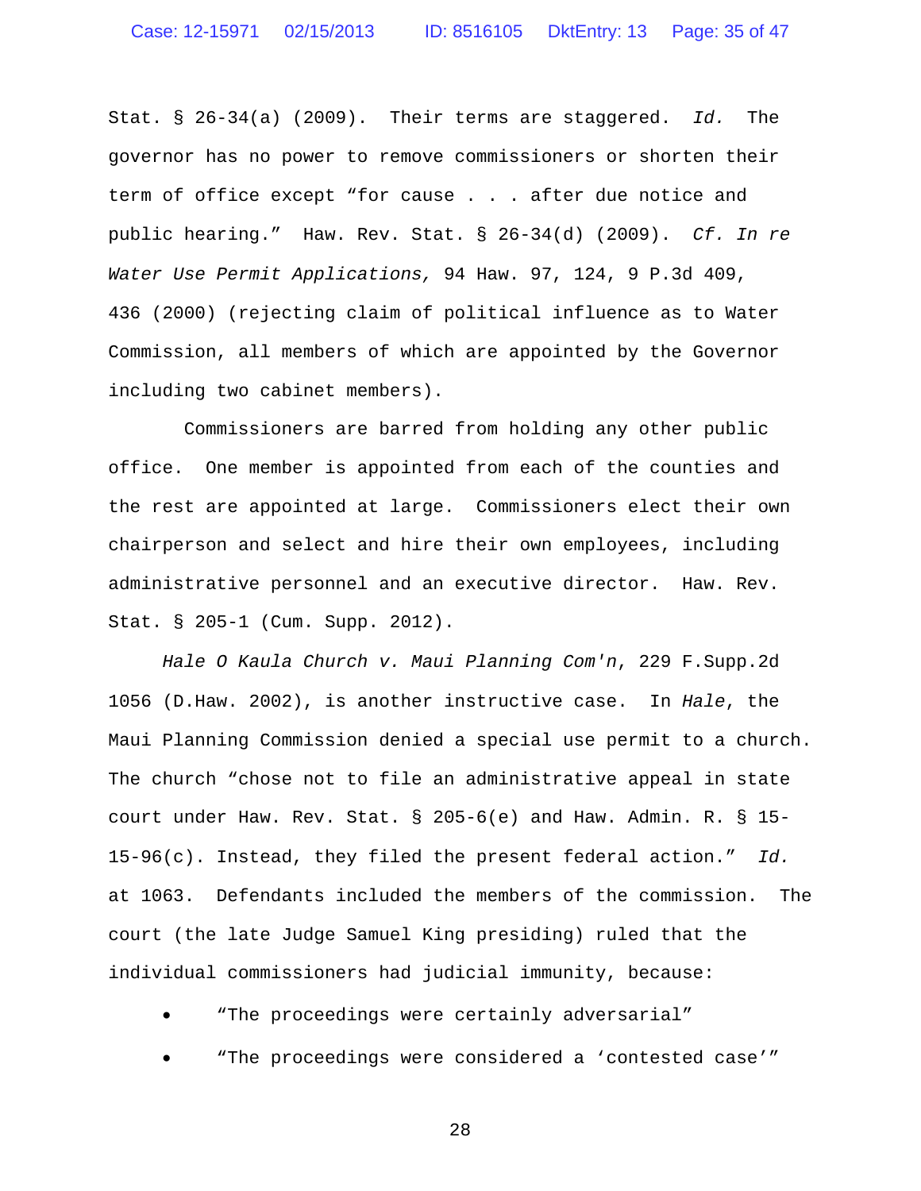Stat. § 26-34(a) (2009). Their terms are staggered. *Id.* The governor has no power to remove commissioners or shorten their term of office except "for cause . . . after due notice and public hearing." Haw. Rev. Stat. § 26-34(d) (2009). *Cf. In re Water Use Permit Applications,* 94 Haw. 97, 124, 9 P.3d 409, 436 (2000) (rejecting claim of political influence as to Water Commission, all members of which are appointed by the Governor including two cabinet members).

Commissioners are barred from holding any other public office. One member is appointed from each of the counties and the rest are appointed at large. Commissioners elect their own chairperson and select and hire their own employees, including administrative personnel and an executive director. Haw. Rev. Stat. § 205-1 (Cum. Supp. 2012).

*Hale O Kaula Church v. Maui Planning Com'n*, 229 F.Supp.2d 1056 (D.Haw. 2002), is another instructive case. In *Hale*, the Maui Planning Commission denied a special use permit to a church. The church "chose not to file an administrative appeal in state court under Haw. Rev. Stat. § 205-6(e) and Haw. Admin. R. § 15-15-96(c). Instead, they filed the present federal action." *Id.* at 1063. Defendants included the members of the commission. The court (the late Judge Samuel King presiding) ruled that the individual commissioners had judicial immunity, because:

- "The proceedings were certainly adversarial"
- "The proceedings were considered a 'contested case'"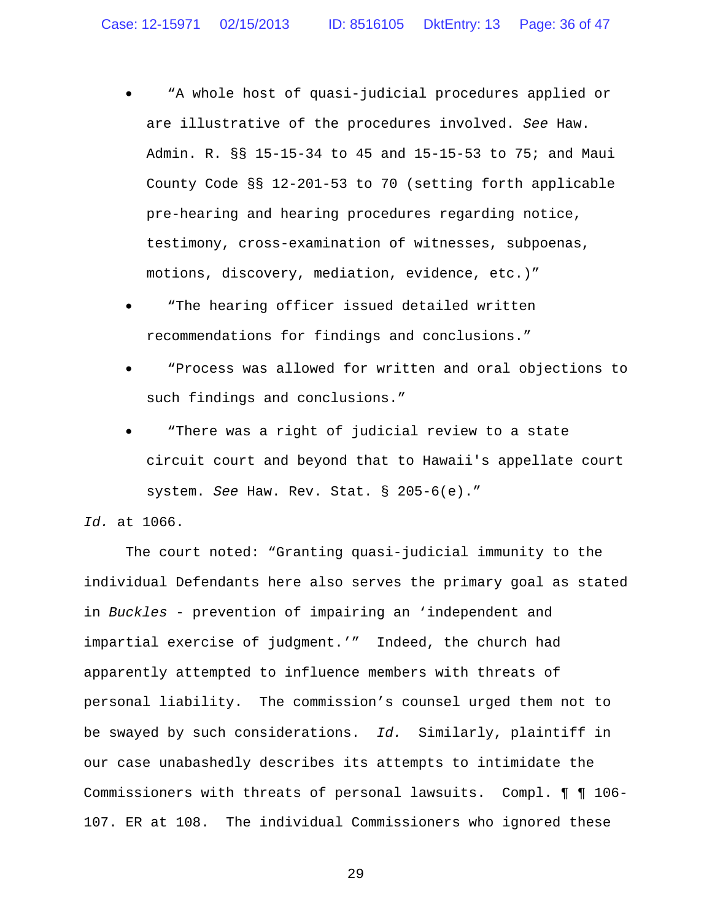- "A whole host of quasi-judicial procedures applied or are illustrative of the procedures involved. *See* Haw. Admin. R. §§ 15-15-34 to 45 and 15-15-53 to 75; and Maui County Code §§ 12-201-53 to 70 (setting forth applicable pre-hearing and hearing procedures regarding notice, testimony, cross-examination of witnesses, subpoenas, motions, discovery, mediation, evidence, etc.)"
- "The hearing officer issued detailed written recommendations for findings and conclusions."
- "Process was allowed for written and oral objections to such findings and conclusions."
- "There was a right of judicial review to a state circuit court and beyond that to Hawaii's appellate court system. *See* Haw. Rev. Stat. § 205-6(e)."

*Id.* at 1066.

The court noted: "Granting quasi-judicial immunity to the individual Defendants here also serves the primary goal as stated in *Buckles* - prevention of impairing an 'independent and impartial exercise of judgment.'" Indeed, the church had apparently attempted to influence members with threats of personal liability. The commission's counsel urged them not to be swayed by such considerations. *Id.* Similarly, plaintiff in our case unabashedly describes its attempts to intimidate the Commissioners with threats of personal lawsuits. Compl. ¶ ¶ 106-107. ER at 108. The individual Commissioners who ignored these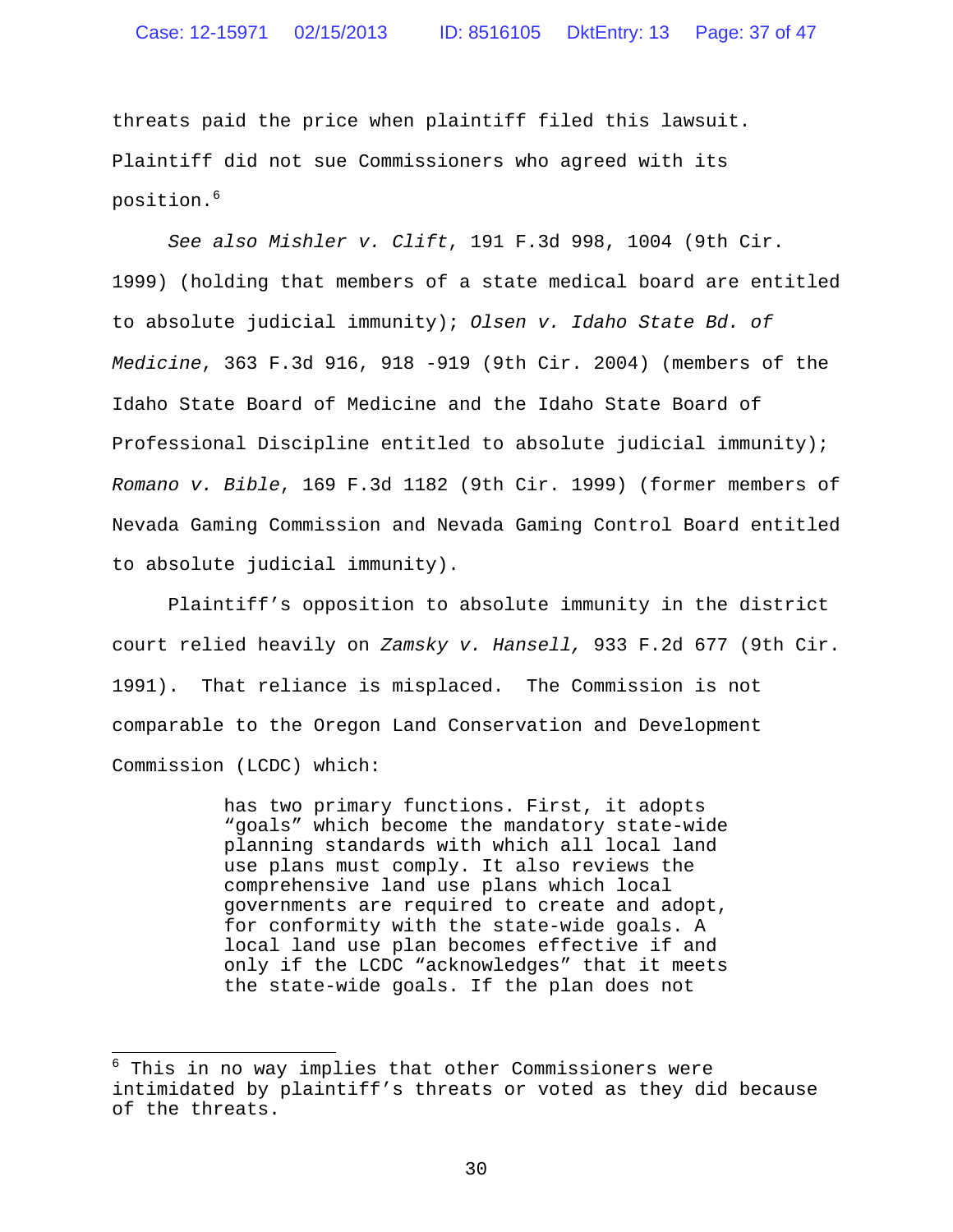threats paid the price when plaintiff filed this lawsuit. Plaintiff did not sue Commissioners who agreed with its position.[6]

*See also Mishler v. Clift*, 191 F.3d 998, 1004 (9th Cir. 1999) (holding that members of a state medical board are entitled to absolute judicial immunity); *Olsen v. Idaho State Bd. of Medicine*, 363 F.3d 916, 918 -919 (9th Cir. 2004) (members of the Idaho State Board of Medicine and the Idaho State Board of Professional Discipline entitled to absolute judicial immunity); *Romano v. Bible*, 169 F.3d 1182 (9th Cir. 1999) (former members of Nevada Gaming Commission and Nevada Gaming Control Board entitled to absolute judicial immunity).

Plaintiff's opposition to absolute immunity in the district court relied heavily on *Zamsky v. Hansell,* 933 F.2d 677 (9th Cir. 1991). That reliance is misplaced. The Commission is not comparable to the Oregon Land Conservation and Development Commission (LCDC) which:

> has two primary functions. First, it adopts "goals" which become the mandatory state-wide planning standards with which all local land use plans must comply. It also reviews the comprehensive land use plans which local governments are required to create and adopt, for conformity with the state-wide goals. A local land use plan becomes effective if and only if the LCDC "acknowledges" that it meets the state-wide goals. If the plan does not

---

[6] This in no way implies that other Commissioners were intimidated by plaintiff's threats or voted as they did because of the threats.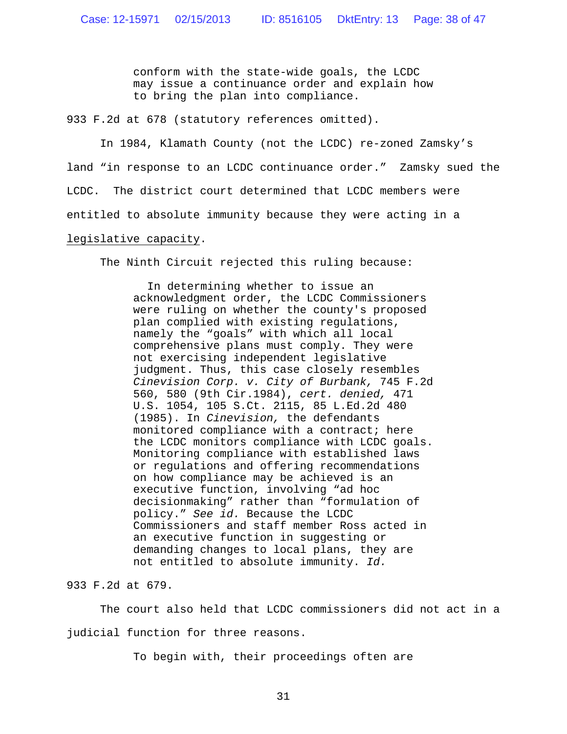> conform with the state-wide goals, the LCDC may issue a continuance order and explain how to bring the plan into compliance.

933 F.2d at 678 (statutory references omitted).

In 1984, Klamath County (not the LCDC) re-zoned Zamsky's land "in response to an LCDC continuance order." Zamsky sued the LCDC. The district court determined that LCDC members were entitled to absolute immunity because they were acting in a <u>legislative capacity</u>.

The Ninth Circuit rejected this ruling because:

> In determining whether to issue an acknowledgment order, the LCDC Commissioners were ruling on whether the county's proposed plan complied with existing regulations, namely the "goals" with which all local comprehensive plans must comply. They were not exercising independent legislative judgment. Thus, this case closely resembles *Cinevision Corp. v. City of Burbank,* 745 F.2d 560, 580 (9th Cir.1984), *cert. denied,* 471 U.S. 1054, 105 S.Ct. 2115, 85 L.Ed.2d 480 (1985). In *Cinevision,* the defendants monitored compliance with a contract; here the LCDC monitors compliance with LCDC goals. Monitoring compliance with established laws or regulations and offering recommendations on how compliance may be achieved is an executive function, involving "ad hoc decisionmaking" rather than "formulation of policy." *See id.* Because the LCDC Commissioners and staff member Ross acted in an executive function in suggesting or demanding changes to local plans, they are not entitled to absolute immunity. *Id.*

933 F.2d at 679.

The court also held that LCDC commissioners did not act in a judicial function for three reasons.

> To begin with, their proceedings often are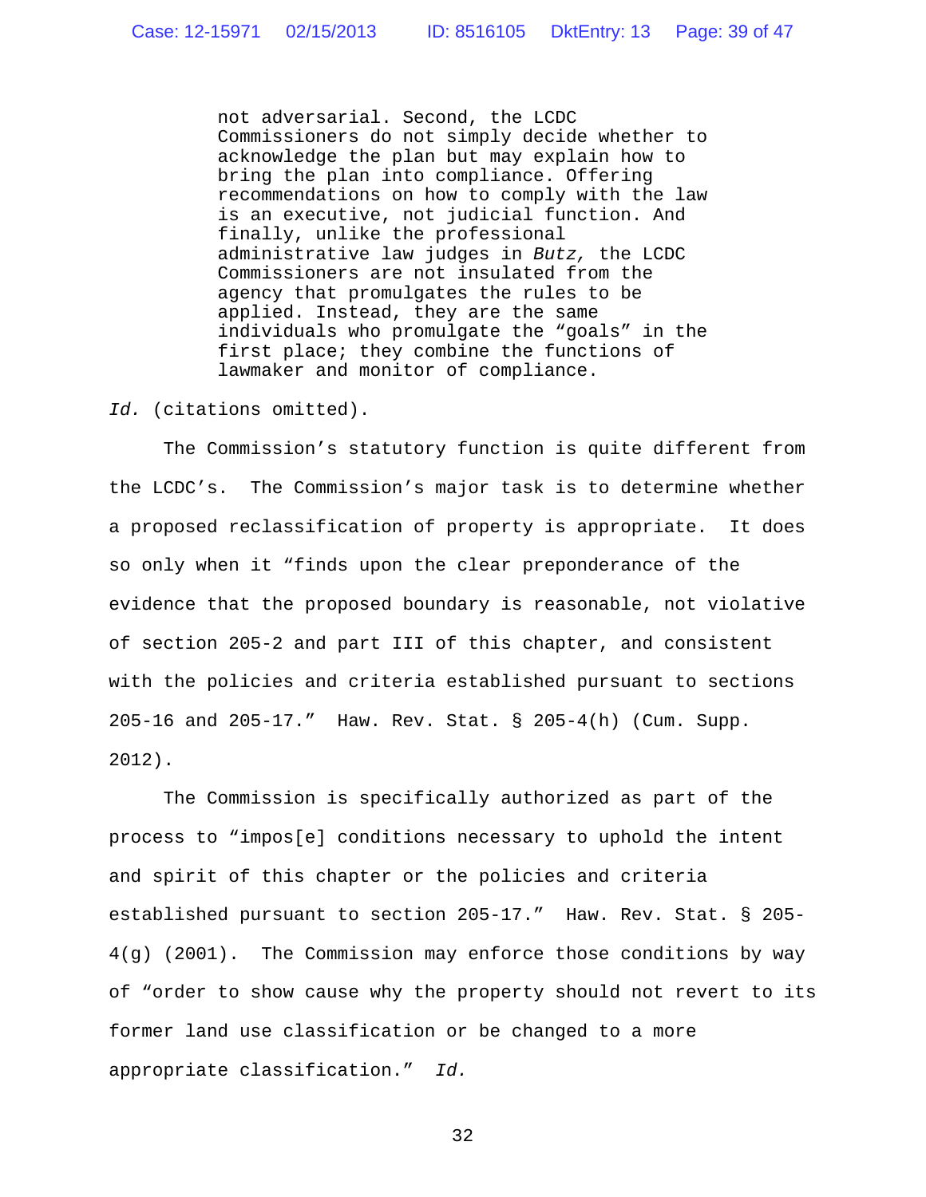> not adversarial. Second, the LCDC Commissioners do not simply decide whether to acknowledge the plan but may explain how to bring the plan into compliance. Offering recommendations on how to comply with the law is an executive, not judicial function. And finally, unlike the professional administrative law judges in *Butz,* the LCDC Commissioners are not insulated from the agency that promulgates the rules to be applied. Instead, they are the same individuals who promulgate the "goals" in the first place; they combine the functions of lawmaker and monitor of compliance.

*Id.* (citations omitted).

The Commission's statutory function is quite different from the LCDC's. The Commission's major task is to determine whether a proposed reclassification of property is appropriate. It does so only when it "finds upon the clear preponderance of the evidence that the proposed boundary is reasonable, not violative of section 205-2 and part III of this chapter, and consistent with the policies and criteria established pursuant to sections 205-16 and 205-17." Haw. Rev. Stat. § 205-4(h) (Cum. Supp. 2012).

The Commission is specifically authorized as part of the process to "impos[e] conditions necessary to uphold the intent and spirit of this chapter or the policies and criteria established pursuant to section 205-17." Haw. Rev. Stat. § 205-4(g) (2001). The Commission may enforce those conditions by way of "order to show cause why the property should not revert to its former land use classification or be changed to a more appropriate classification." *Id.*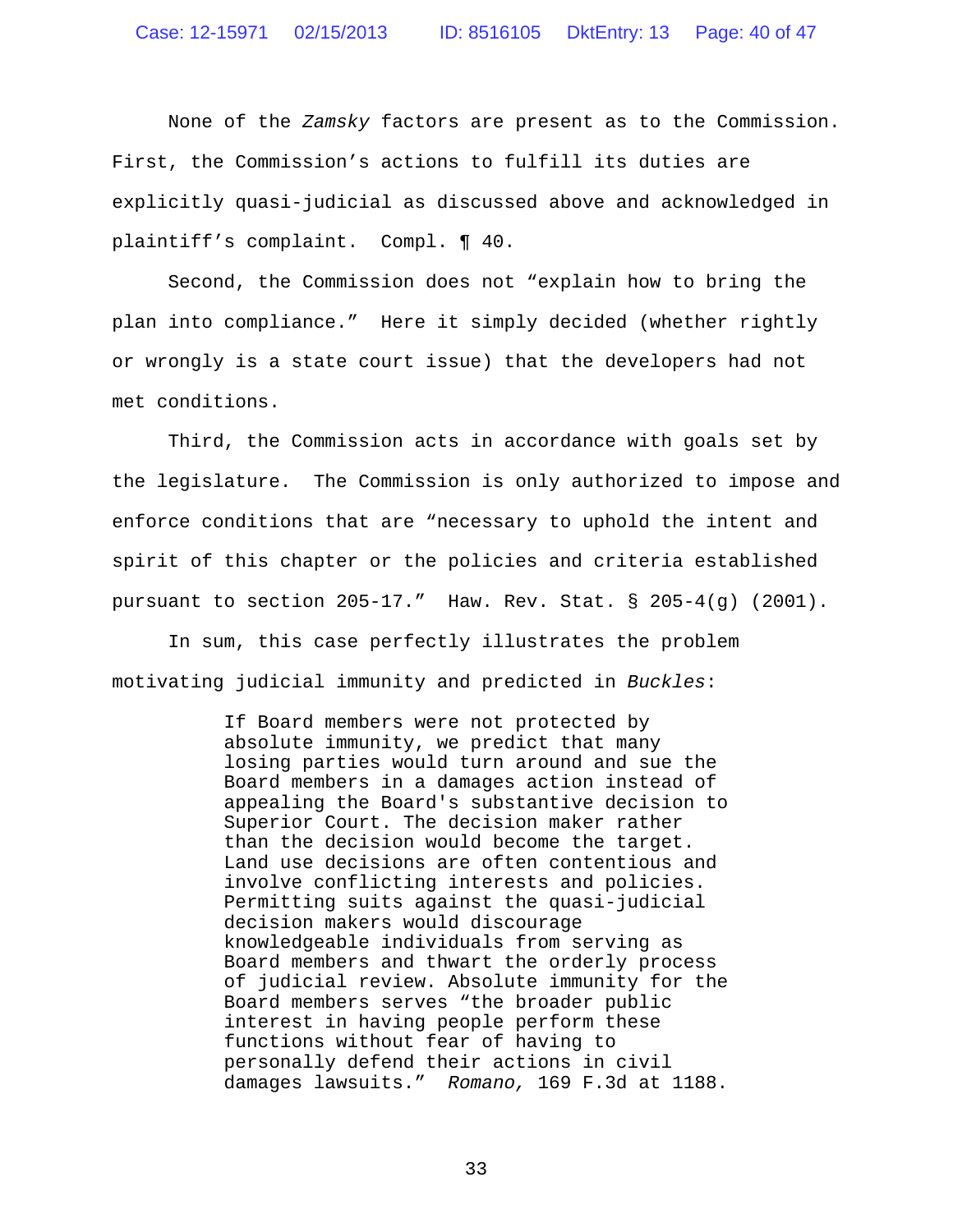None of the *Zamsky* factors are present as to the Commission. First, the Commission's actions to fulfill its duties are explicitly quasi-judicial as discussed above and acknowledged in plaintiff's complaint. Compl. ¶ 40.

Second, the Commission does not "explain how to bring the plan into compliance." Here it simply decided (whether rightly or wrongly is a state court issue) that the developers had not met conditions.

Third, the Commission acts in accordance with goals set by the legislature. The Commission is only authorized to impose and enforce conditions that are "necessary to uphold the intent and spirit of this chapter or the policies and criteria established pursuant to section 205-17." Haw. Rev. Stat. § 205-4(g) (2001).

In sum, this case perfectly illustrates the problem motivating judicial immunity and predicted in *Buckles*:

> If Board members were not protected by absolute immunity, we predict that many losing parties would turn around and sue the Board members in a damages action instead of appealing the Board's substantive decision to Superior Court. The decision maker rather than the decision would become the target. Land use decisions are often contentious and involve conflicting interests and policies. Permitting suits against the quasi-judicial decision makers would discourage knowledgeable individuals from serving as Board members and thwart the orderly process of judicial review. Absolute immunity for the Board members serves "the broader public interest in having people perform these functions without fear of having to personally defend their actions in civil damages lawsuits." *Romano,* 169 F.3d at 1188.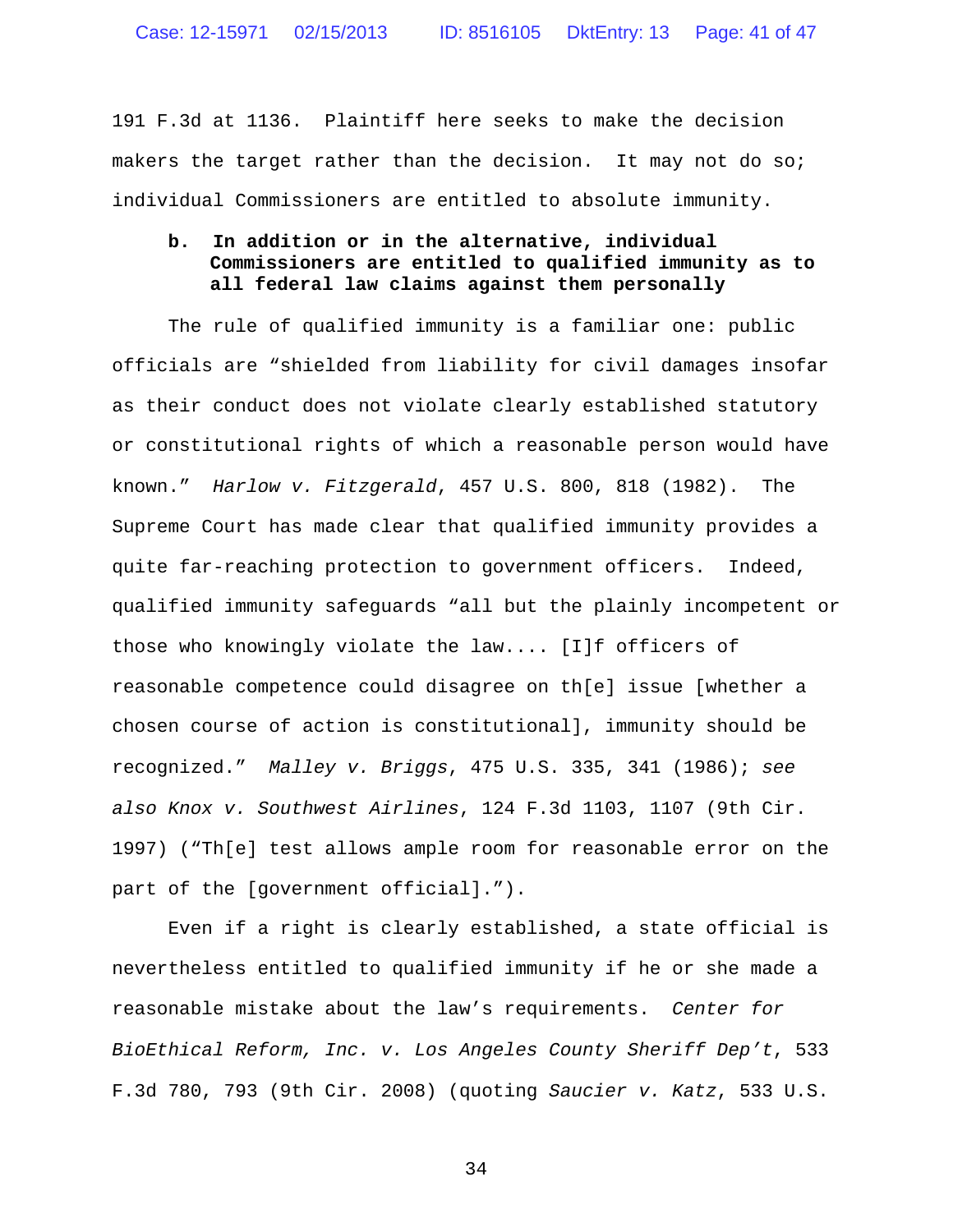191 F.3d at 1136. Plaintiff here seeks to make the decision makers the target rather than the decision. It may not do so; individual Commissioners are entitled to absolute immunity.

**b. In addition or in the alternative, individual Commissioners are entitled to qualified immunity as to all federal law claims against them personally**

The rule of qualified immunity is a familiar one: public officials are "shielded from liability for civil damages insofar as their conduct does not violate clearly established statutory or constitutional rights of which a reasonable person would have known." *Harlow v. Fitzgerald*, 457 U.S. 800, 818 (1982). The Supreme Court has made clear that qualified immunity provides a quite far-reaching protection to government officers. Indeed, qualified immunity safeguards "all but the plainly incompetent or those who knowingly violate the law.... [I]f officers of reasonable competence could disagree on th[e] issue [whether a chosen course of action is constitutional], immunity should be recognized." *Malley v. Briggs*, 475 U.S. 335, 341 (1986); *see also Knox v. Southwest Airlines*, 124 F.3d 1103, 1107 (9th Cir. 1997) ("Th[e] test allows ample room for reasonable error on the part of the [government official].").

Even if a right is clearly established, a state official is nevertheless entitled to qualified immunity if he or she made a reasonable mistake about the law's requirements. *Center for BioEthical Reform, Inc. v. Los Angeles County Sheriff Dep't*, 533 F.3d 780, 793 (9th Cir. 2008) (quoting *Saucier v. Katz*, 533 U.S.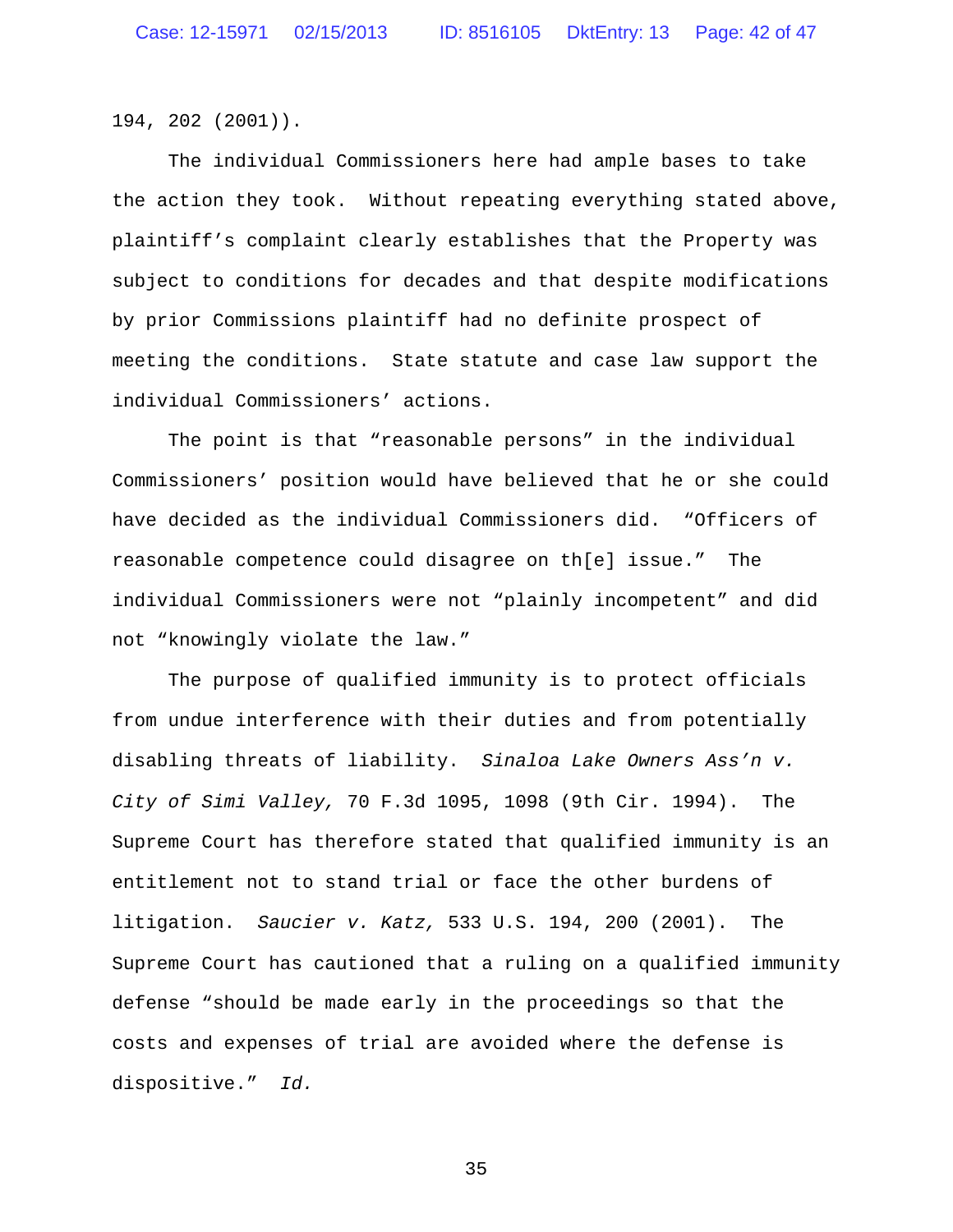194, 202 (2001)).

The individual Commissioners here had ample bases to take the action they took. Without repeating everything stated above, plaintiff's complaint clearly establishes that the Property was subject to conditions for decades and that despite modifications by prior Commissions plaintiff had no definite prospect of meeting the conditions. State statute and case law support the individual Commissioners' actions.

The point is that "reasonable persons" in the individual Commissioners' position would have believed that he or she could have decided as the individual Commissioners did. "Officers of reasonable competence could disagree on th[e] issue." The individual Commissioners were not "plainly incompetent" and did not "knowingly violate the law."

The purpose of qualified immunity is to protect officials from undue interference with their duties and from potentially disabling threats of liability. *Sinaloa Lake Owners Ass'n v. City of Simi Valley,* 70 F.3d 1095, 1098 (9th Cir. 1994). The Supreme Court has therefore stated that qualified immunity is an entitlement not to stand trial or face the other burdens of litigation. *Saucier v. Katz,* 533 U.S. 194, 200 (2001). The Supreme Court has cautioned that a ruling on a qualified immunity defense "should be made early in the proceedings so that the costs and expenses of trial are avoided where the defense is dispositive." *Id.*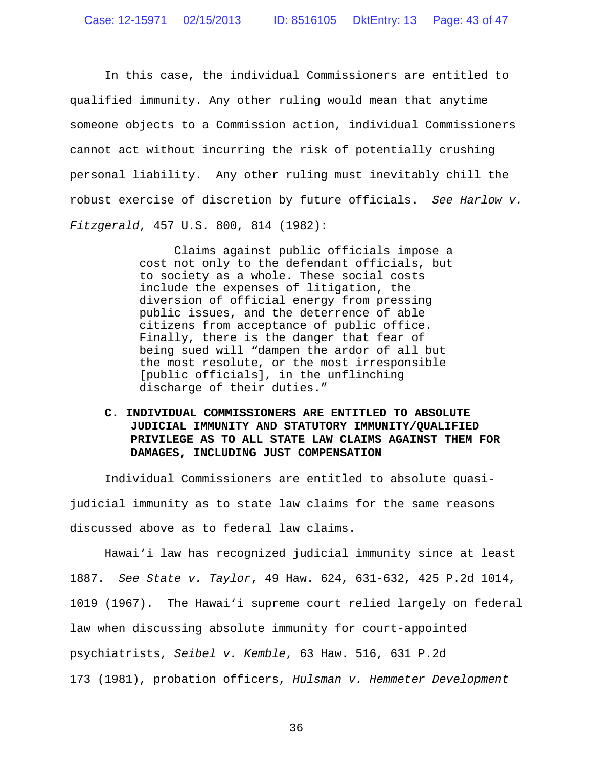In this case, the individual Commissioners are entitled to qualified immunity. Any other ruling would mean that anytime someone objects to a Commission action, individual Commissioners cannot act without incurring the risk of potentially crushing personal liability. Any other ruling must inevitably chill the robust exercise of discretion by future officials. *See Harlow v. Fitzgerald*, 457 U.S. 800, 814 (1982):

> Claims against public officials impose a cost not only to the defendant officials, but to society as a whole. These social costs include the expenses of litigation, the diversion of official energy from pressing public issues, and the deterrence of able citizens from acceptance of public office. Finally, there is the danger that fear of being sued will "dampen the ardor of all but the most resolute, or the most irresponsible [public officials], in the unflinching discharge of their duties."

### C. INDIVIDUAL COMMISSIONERS ARE ENTITLED TO ABSOLUTE JUDICIAL IMMUNITY AND STATUTORY IMMUNITY/QUALIFIED PRIVILEGE AS TO ALL STATE LAW CLAIMS AGAINST THEM FOR DAMAGES, INCLUDING JUST COMPENSATION

Individual Commissioners are entitled to absolute quasi-judicial immunity as to state law claims for the same reasons discussed above as to federal law claims.

Hawai'i law has recognized judicial immunity since at least 1887. *See State v. Taylor*, 49 Haw. 624, 631-632, 425 P.2d 1014, 1019 (1967). The Hawai'i supreme court relied largely on federal law when discussing absolute immunity for court-appointed psychiatrists, *Seibel v. Kemble*, 63 Haw. 516, 631 P.2d 173 (1981), probation officers, *Hulsman v. Hemmeter Development*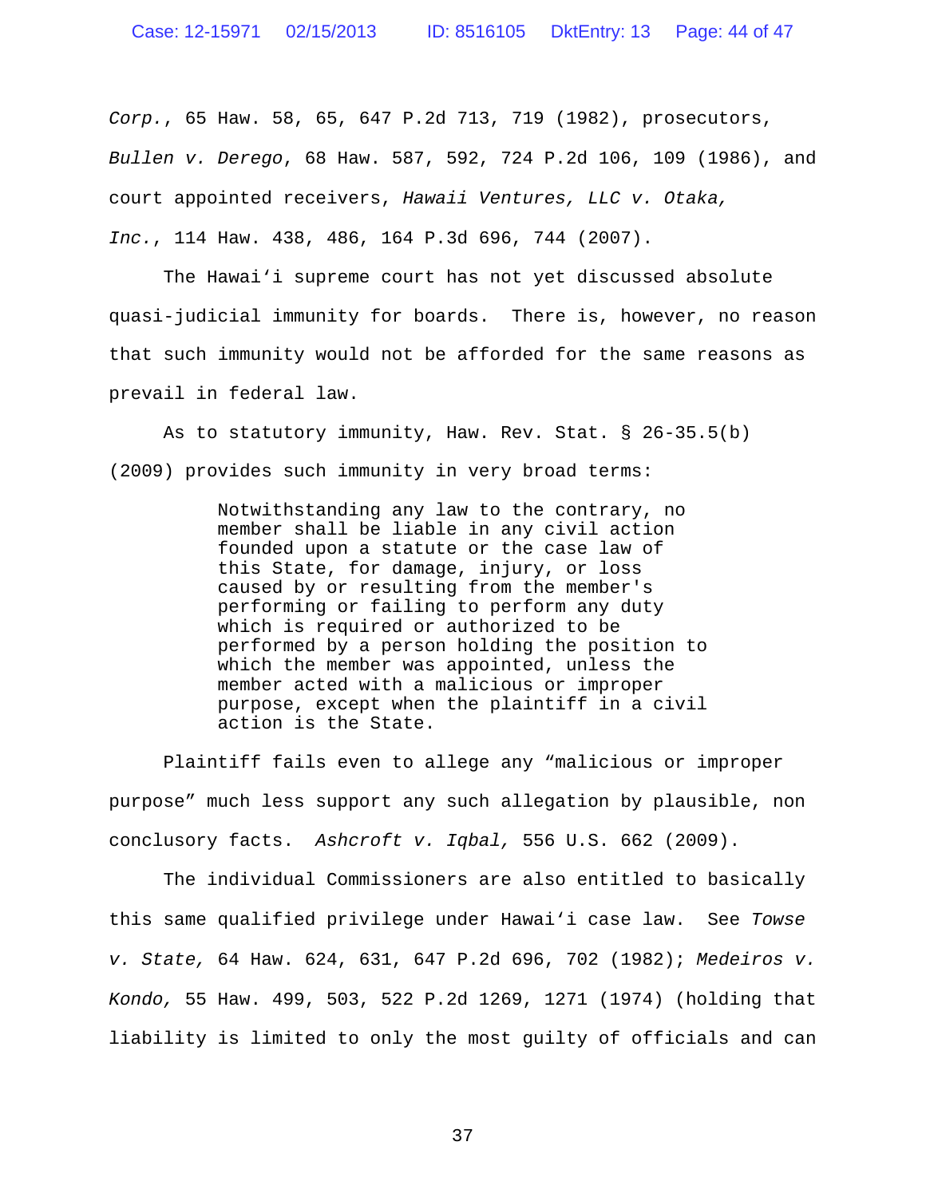*Corp.*, 65 Haw. 58, 65, 647 P.2d 713, 719 (1982), prosecutors, *Bullen v. Derego*, 68 Haw. 587, 592, 724 P.2d 106, 109 (1986), and court appointed receivers, *Hawaii Ventures, LLC v. Otaka, Inc.*, 114 Haw. 438, 486, 164 P.3d 696, 744 (2007).

The Hawaiʻi supreme court has not yet discussed absolute quasi-judicial immunity for boards. There is, however, no reason that such immunity would not be afforded for the same reasons as prevail in federal law.

As to statutory immunity, Haw. Rev. Stat. § 26-35.5(b) (2009) provides such immunity in very broad terms:

> Notwithstanding any law to the contrary, no member shall be liable in any civil action founded upon a statute or the case law of this State, for damage, injury, or loss caused by or resulting from the member's performing or failing to perform any duty which is required or authorized to be performed by a person holding the position to which the member was appointed, unless the member acted with a malicious or improper purpose, except when the plaintiff in a civil action is the State.

Plaintiff fails even to allege any "malicious or improper purpose" much less support any such allegation by plausible, non conclusory facts. *Ashcroft v. Iqbal,* 556 U.S. 662 (2009).

The individual Commissioners are also entitled to basically this same qualified privilege under Hawaiʻi case law. See *Towse v. State,* 64 Haw. 624, 631, 647 P.2d 696, 702 (1982); *Medeiros v. Kondo,* 55 Haw. 499, 503, 522 P.2d 1269, 1271 (1974) (holding that liability is limited to only the most guilty of officials and can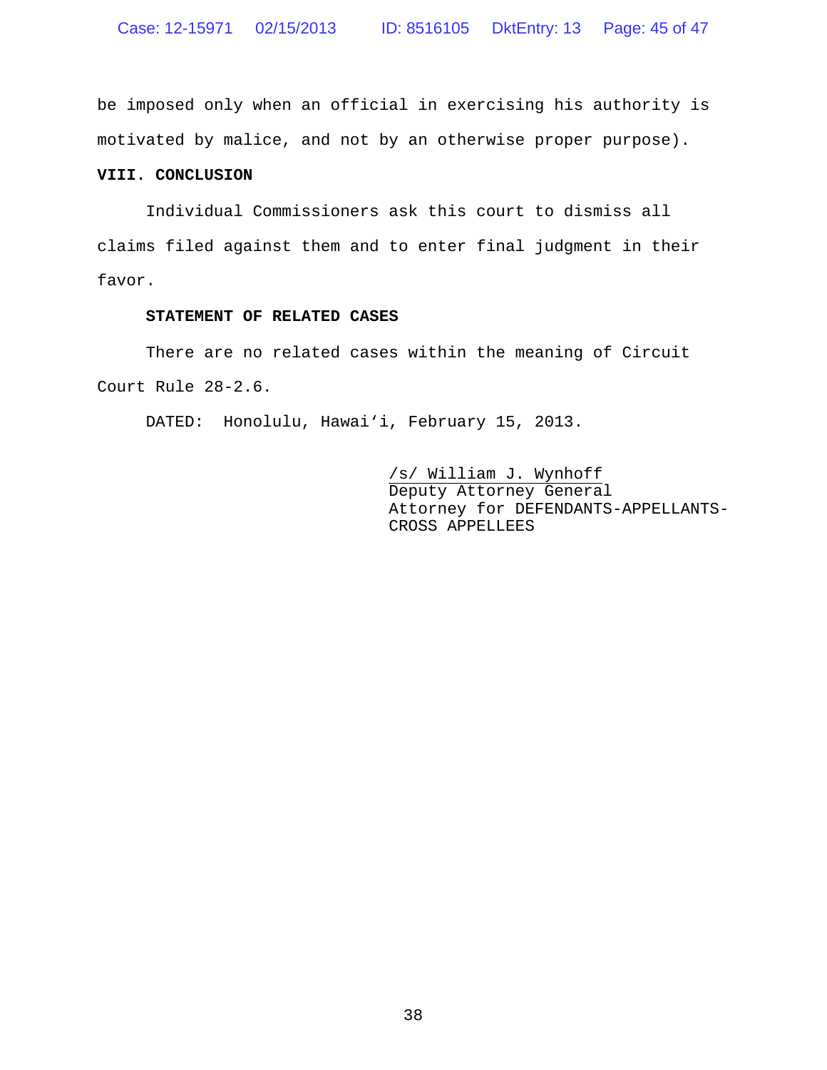be imposed only when an official in exercising his authority is motivated by malice, and not by an otherwise proper purpose).

## VIII. CONCLUSION

Individual Commissioners ask this court to dismiss all claims filed against them and to enter final judgment in their favor.

**STATEMENT OF RELATED CASES**

There are no related cases within the meaning of Circuit Court Rule 28-2.6.

DATED: Honolulu, Hawaiʻi, February 15, 2013.

/s/ William J. Wynhoff
Deputy Attorney General
Attorney for DEFENDANTS-APPELLANTS-CROSS APPELLEES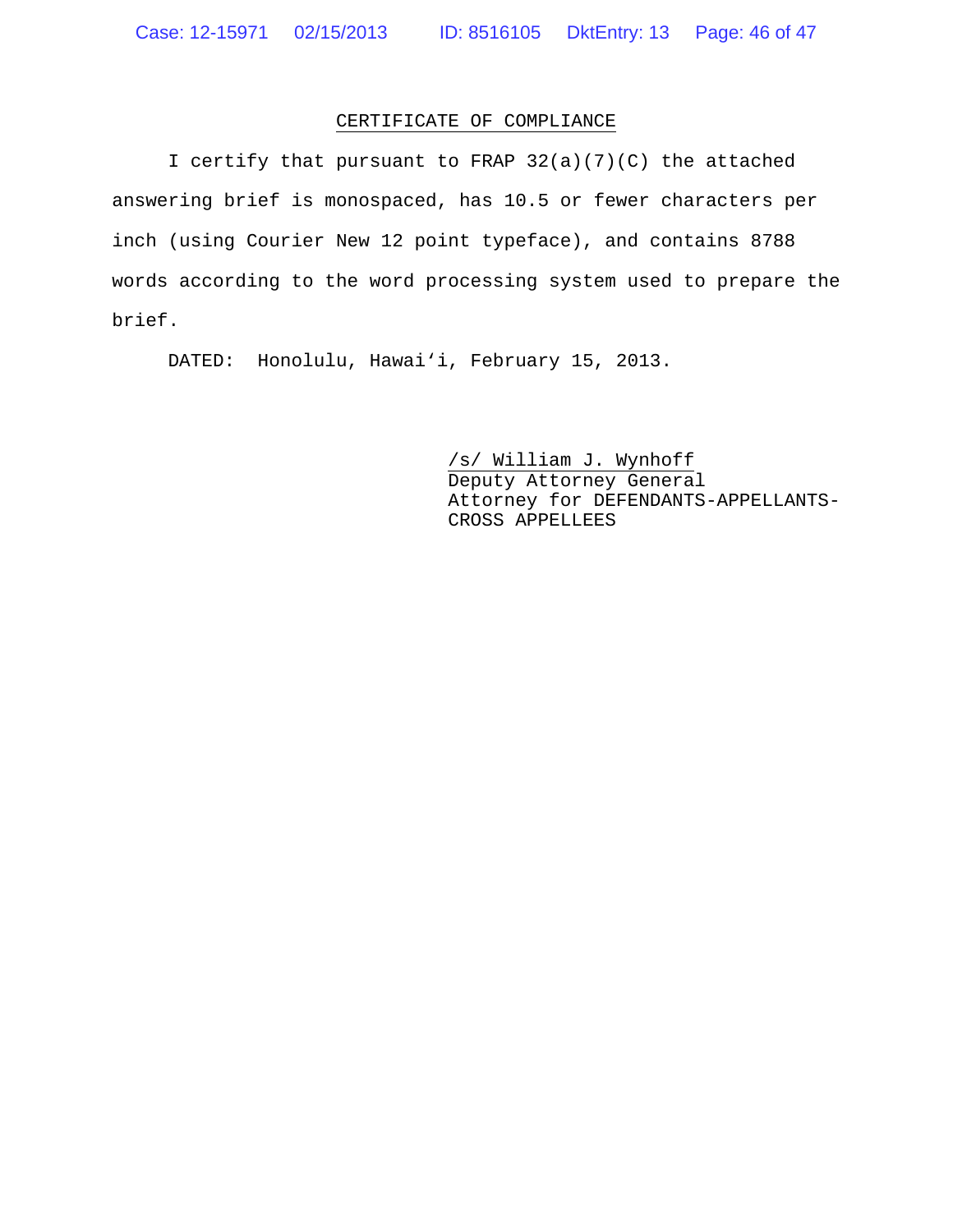## CERTIFICATE OF COMPLIANCE

I certify that pursuant to FRAP 32(a)(7)(C) the attached answering brief is monospaced, has 10.5 or fewer characters per inch (using Courier New 12 point typeface), and contains 8788 words according to the word processing system used to prepare the brief.

DATED: Honolulu, Hawai'i, February 15, 2013.

/s/ William J. Wynhoff
Deputy Attorney General
Attorney for DEFENDANTS-APPELLANTS-CROSS APPELLEES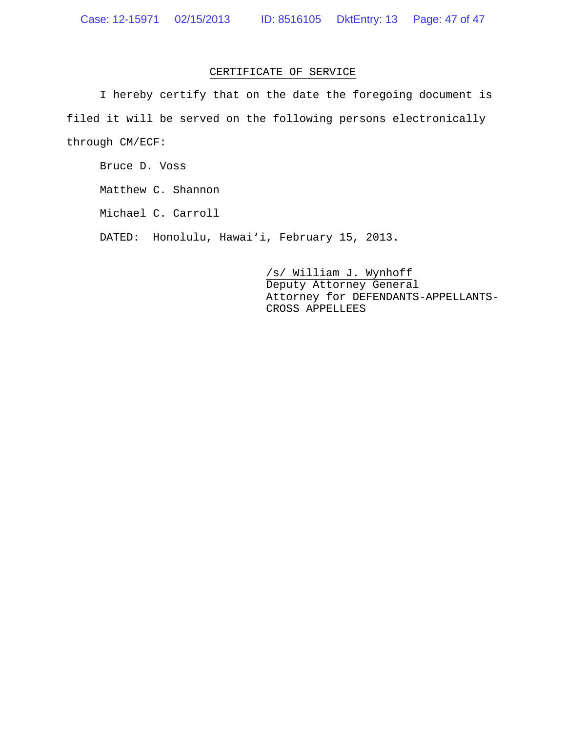## CERTIFICATE OF SERVICE

I hereby certify that on the date the foregoing document is filed it will be served on the following persons electronically through CM/ECF:

Bruce D. Voss

Matthew C. Shannon

Michael C. Carroll

DATED: Honolulu, Hawai‘i, February 15, 2013.

/s/ William J. Wynhoff
Deputy Attorney General
Attorney for DEFENDANTS-APPELLANTS-CROSS APPELLEES